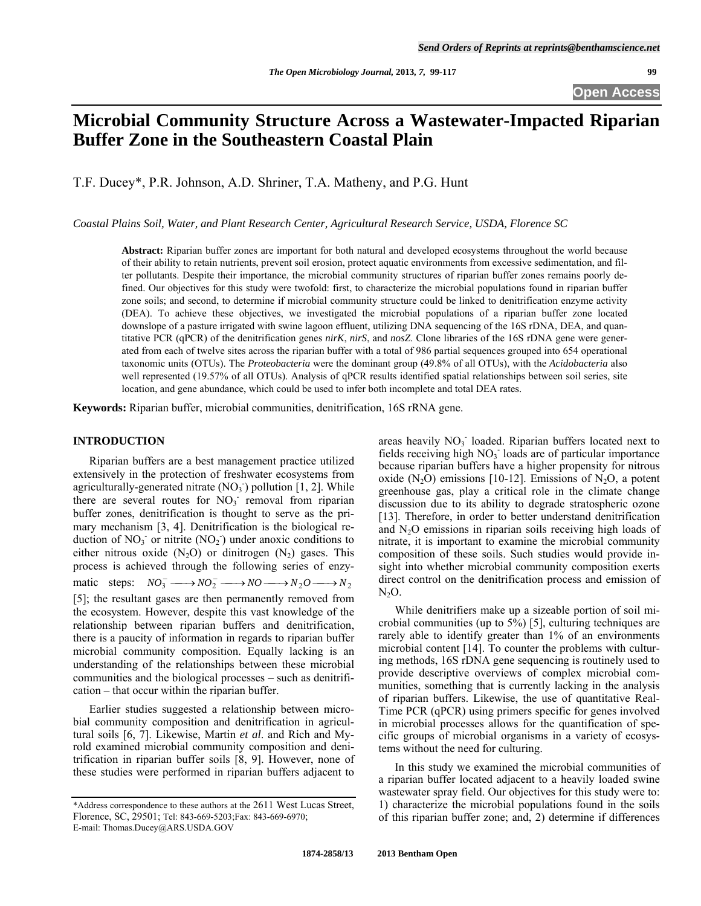# Microbial Community Structure Across a Wastewater-Impacted Riparian Buffer Zone in the Southeastern Coastal Plain

T.F. Ducey*, P.R. Johnson, A.D. Shriner, T.A. Matheny, and P.G. Hunt

*Coastal Plains Soil, Water, and Plant Research Center, Agricultural Research Service, USDA, Florence SC*

**Abstract:** Riparian buffer zones are important for both natural and developed ecosystems throughout the world because of their ability to retain nutrients, prevent soil erosion, protect aquatic environments from excessive sedimentation, and filter pollutants. Despite their importance, the microbial community structures of riparian buffer zones remains poorly defined. Our objectives for this study were twofold: first, to characterize the microbial populations found in riparian buffer zone soils; and second, to determine if microbial community structure could be linked to denitrification enzyme activity (DEA). To achieve these objectives, we investigated the microbial populations of a riparian buffer zone located downslope of a pasture irrigated with swine lagoon effluent, utilizing DNA sequencing of the 16S rDNA, DEA, and quantitative PCR (qPCR) of the denitrification genes *nirK*, *nirS*, and *nosZ*. Clone libraries of the 16S rDNA gene were generated from each of twelve sites across the riparian buffer with a total of 986 partial sequences grouped into 654 operational taxonomic units (OTUs). The *Proteobacteria* were the dominant group (49.8% of all OTUs), with the *Acidobacteria* also well represented (19.57% of all OTUs). Analysis of qPCR results identified spatial relationships between soil series, site location, and gene abundance, which could be used to infer both incomplete and total DEA rates.

**Keywords:** Riparian buffer, microbial communities, denitrification, 16S rRNA gene.

## INTRODUCTION

Riparian buffers are a best management practice utilized extensively in the protection of freshwater ecosystems from agriculturally-generated nitrate ($NO_3^-$) pollution [1, 2]. While there are several routes for $NO_3^-$ removal from riparian buffer zones, denitrification is thought to serve as the primary mechanism [3, 4]. Denitrification is the biological reduction of $NO_3^-$ or nitrite ($NO_2^-$) under anoxic conditions to either nitrous oxide ($N_2O$) or dinitrogen ($N_2$) gases. This process is achieved through the following series of enzymatic steps: $NO_3^- \longrightarrow NO_2^- \longrightarrow NO \longrightarrow N_2O \longrightarrow N_2$ [5]; the resultant gases are then permanently removed from the ecosystem. However, despite this vast knowledge of the relationship between riparian buffers and denitrification, there is a paucity of information in regards to riparian buffer microbial community composition. Equally lacking is an understanding of the relationships between these microbial communities and the biological processes – such as denitrification – that occur within the riparian buffer.

Earlier studies suggested a relationship between microbial community composition and denitrification in agricultural soils [6, 7]. Likewise, Martin *et al*. and Rich and Myrold examined microbial community composition and denitrification in riparian buffer soils [8, 9]. However, none of these studies were performed in riparian buffers adjacent to areas heavily $NO_3^-$ loaded. Riparian buffers located next to fields receiving high $NO_3^-$ loads are of particular importance because riparian buffers have a higher propensity for nitrous oxide ($N_2O$) emissions [10-12]. Emissions of $N_2O$, a potent greenhouse gas, play a critical role in the climate change discussion due to its ability to degrade stratospheric ozone [13]. Therefore, in order to better understand denitrification and $N_2O$ emissions in riparian soils receiving high loads of nitrate, it is important to examine the microbial community composition of these soils. Such studies would provide insight into whether microbial community composition exerts direct control on the denitrification process and emission of $N_2O$.

While denitrifiers make up a sizeable portion of soil microbial communities (up to 5%) [5], culturing techniques are rarely able to identify greater than 1% of an environments microbial content [14]. To counter the problems with culturing methods, 16S rDNA gene sequencing is routinely used to provide descriptive overviews of complex microbial communities, something that is currently lacking in the analysis of riparian buffers. Likewise, the use of quantitative Real-Time PCR (qPCR) using primers specific for genes involved in microbial processes allows for the quantification of specific groups of microbial organisms in a variety of ecosystems without the need for culturing.

In this study we examined the microbial communities of a riparian buffer located adjacent to a heavily loaded swine wastewater spray field. Our objectives for this study were to: 1) characterize the microbial populations found in the soils of this riparian buffer zone; and, 2) determine if differences

*Address correspondence to these authors at the 2611 West Lucas Street, Florence, SC, 29501; Tel: 843-669-5203; Fax: 843-669-6970; E-mail: Thomas.Ducey@ARS.USDA.GOV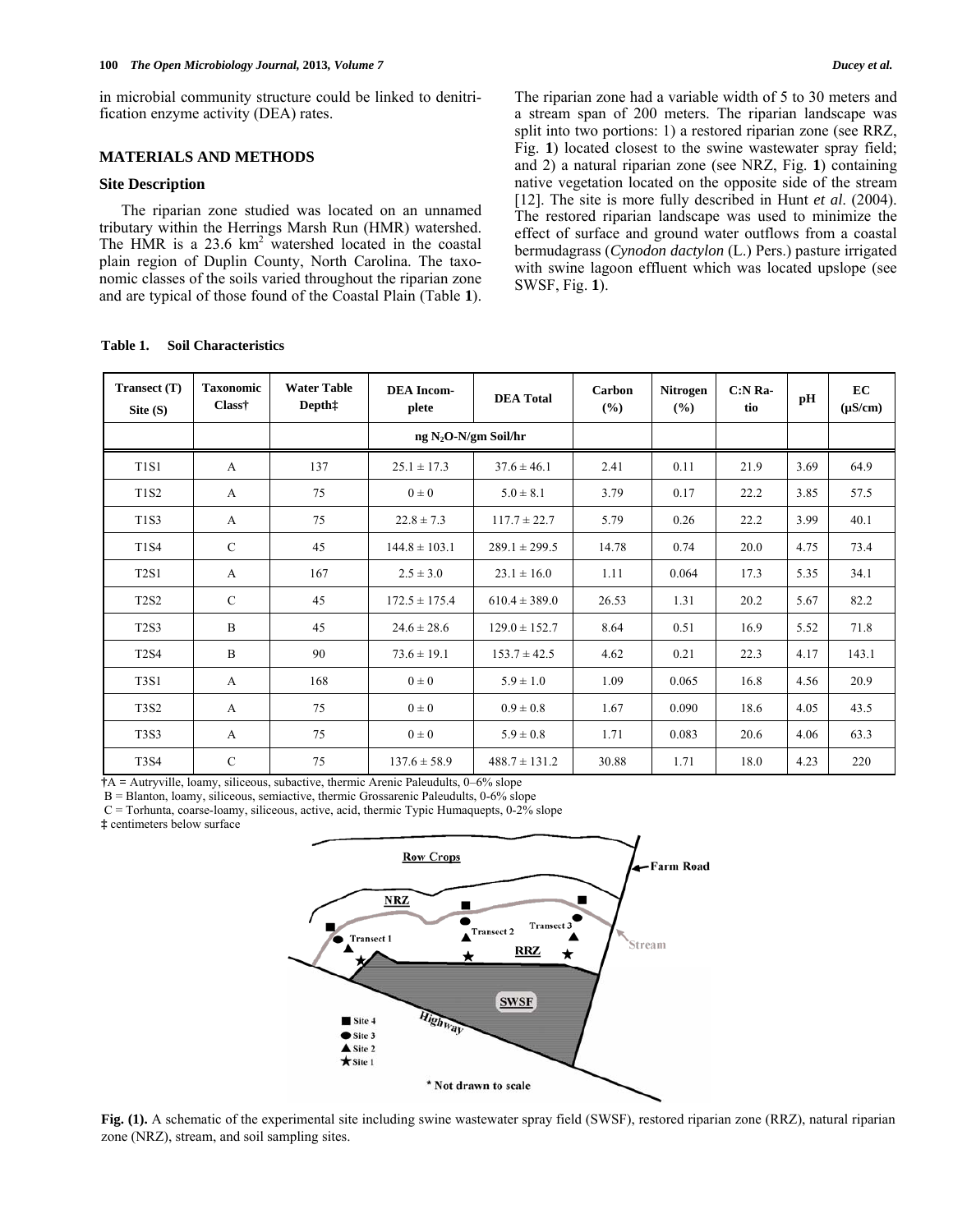in microbial community structure could be linked to denitrification enzyme activity (DEA) rates.

## MATERIALS AND METHODS

### Site Description

The riparian zone studied was located on an unnamed tributary within the Herrings Marsh Run (HMR) watershed. The HMR is a 23.6 km$^2$ watershed located in the coastal plain region of Duplin County, North Carolina. The taxonomic classes of the soils varied throughout the riparian zone and are typical of those found of the Coastal Plain (Table **1**). The riparian zone had a variable width of 5 to 30 meters and a stream span of 200 meters. The riparian landscape was split into two portions: 1) a restored riparian zone (see RRZ, Fig. **1**) located closest to the swine wastewater spray field; and 2) a natural riparian zone (see NRZ, Fig. **1**) containing native vegetation located on the opposite side of the stream [12]. The site is more fully described in Hunt *et al*. (2004). The restored riparian landscape was used to minimize the effect of surface and ground water outflows from a coastal bermudagrass (*Cynodon dactylon* (L.) Pers.) pasture irrigated with swine lagoon effluent which was located upslope (see SWSF, Fig. **1**).

**Table 1. Soil Characteristics**

| Transect (T) Site (S) | Taxonomic Class† | Water Table Depth‡ | DEA Incomplete | DEA Total | Carbon (%) | Nitrogen (%) | C:N Ratio | pH | EC (μS/cm) |
|---|---|---|---|---|---|---|---|---|---|
| | | | ng $N_2O$-N/gm Soil/hr | | | | | | |
| T1S1 | A | 137 | 25.1 ± 17.3 | 37.6 ± 46.1 | 2.41 | 0.11 | 21.9 | 3.69 | 64.9 |
| T1S2 | A | 75 | 0 ± 0 | 5.0 ± 8.1 | 3.79 | 0.17 | 22.2 | 3.85 | 57.5 |
| T1S3 | A | 75 | 22.8 ± 7.3 | 117.7 ± 22.7 | 5.79 | 0.26 | 22.2 | 3.99 | 40.1 |
| T1S4 | C | 45 | 144.8 ± 103.1 | 289.1 ± 299.5 | 14.78 | 0.74 | 20.0 | 4.75 | 73.4 |
| T2S1 | A | 167 | 2.5 ± 3.0 | 23.1 ± 16.0 | 1.11 | 0.064 | 17.3 | 5.35 | 34.1 |
| T2S2 | C | 45 | 172.5 ± 175.4 | 610.4 ± 389.0 | 26.53 | 1.31 | 20.2 | 5.67 | 82.2 |
| T2S3 | B | 45 | 24.6 ± 28.6 | 129.0 ± 152.7 | 8.64 | 0.51 | 16.9 | 5.52 | 71.8 |
| T2S4 | B | 90 | 73.6 ± 19.1 | 153.7 ± 42.5 | 4.62 | 0.21 | 22.3 | 4.17 | 143.1 |
| T3S1 | A | 168 | 0 ± 0 | 5.9 ± 1.0 | 1.09 | 0.065 | 16.8 | 4.56 | 20.9 |
| T3S2 | A | 75 | 0 ± 0 | 0.9 ± 0.8 | 1.67 | 0.090 | 18.6 | 4.05 | 43.5 |
| T3S3 | A | 75 | 0 ± 0 | 5.9 ± 0.8 | 1.71 | 0.083 | 20.6 | 4.06 | 63.3 |
| T3S4 | C | 75 | 137.6 ± 58.9 | 488.7 ± 131.2 | 30.88 | 1.71 | 18.0 | 4.23 | 220 |

†A = Autryville, loamy, siliceous, subactive, thermic Arenic Paleudults, 0–6% slope
B = Blanton, loamy, siliceous, semiactive, thermic Grossarenic Paleudults, 0-6% slope
C = Torhunta, coarse-loamy, siliceous, active, acid, thermic Typic Humaquepts, 0-2% slope
‡ centimeters below surface

Row Crops
Farm Road
NRZ
Transect 1
Transect 2
Transect 3
Stream
RRZ
SWSF
Highway
Site 4
Site 3
Site 2
Site 1
* Not drawn to scale

**Fig. (1).** A schematic of the experimental site including swine wastewater spray field (SWSF), restored riparian zone (RRZ), natural riparian zone (NRZ), stream, and soil sampling sites.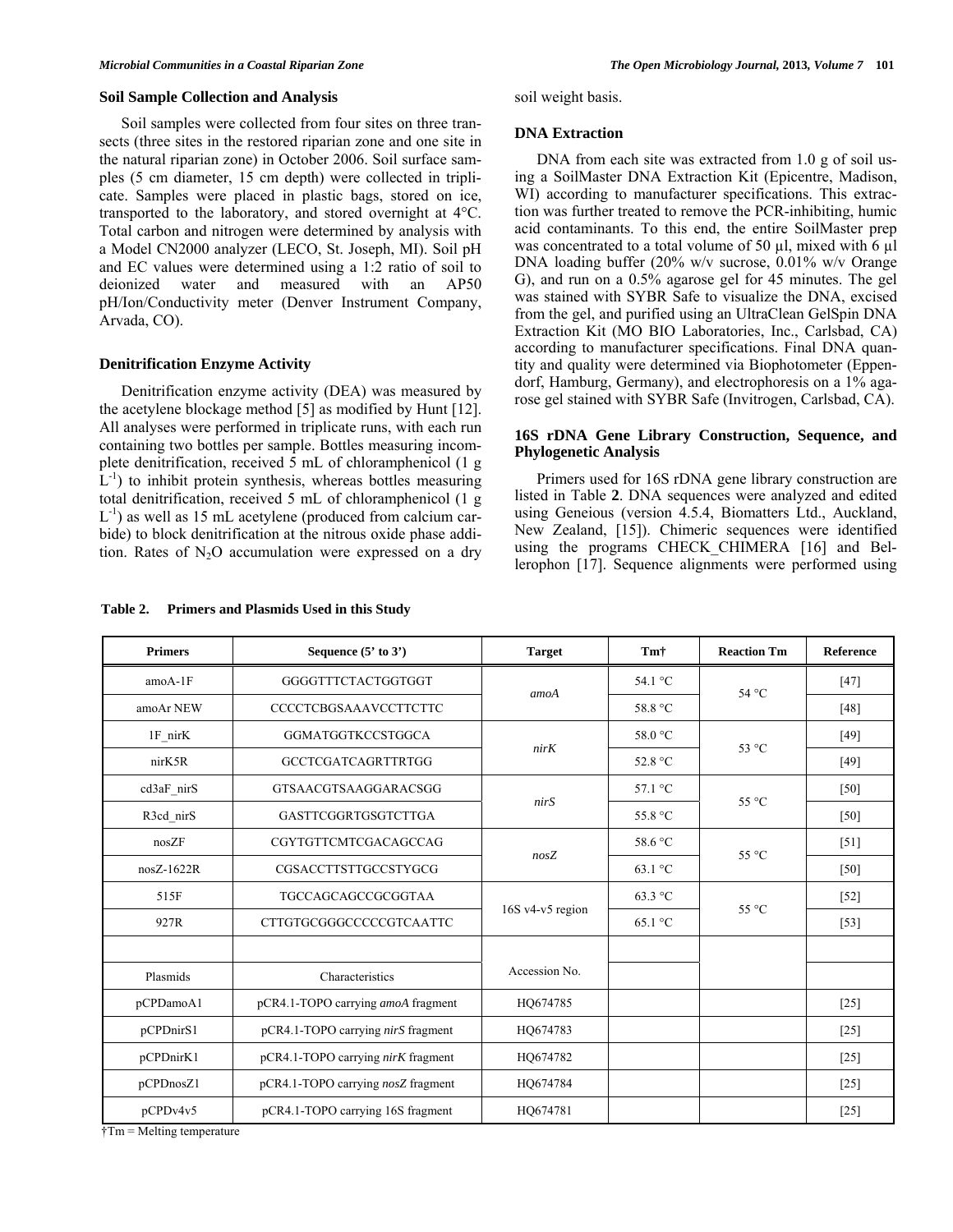### Soil Sample Collection and Analysis

Soil samples were collected from four sites on three transects (three sites in the restored riparian zone and one site in the natural riparian zone) in October 2006. Soil surface samples (5 cm diameter, 15 cm depth) were collected in triplicate. Samples were placed in plastic bags, stored on ice, transported to the laboratory, and stored overnight at 4°C. Total carbon and nitrogen were determined by analysis with a Model CN2000 analyzer (LECO, St. Joseph, MI). Soil pH and EC values were determined using a 1:2 ratio of soil to deionized water and measured with an AP50 pH/Ion/Conductivity meter (Denver Instrument Company, Arvada, CO).

### Denitrification Enzyme Activity

Denitrification enzyme activity (DEA) was measured by the acetylene blockage method [5] as modified by Hunt [12]. All analyses were performed in triplicate runs, with each run containing two bottles per sample. Bottles measuring incomplete denitrification, received 5 mL of chloramphenicol (1 g $L^{-1}$) to inhibit protein synthesis, whereas bottles measuring total denitrification, received 5 mL of chloramphenicol (1 g $L^{-1}$) as well as 15 mL acetylene (produced from calcium carbide) to block denitrification at the nitrous oxide phase addition. Rates of $N_2O$ accumulation were expressed on a dry soil weight basis.

### DNA Extraction

DNA from each site was extracted from 1.0 g of soil using a SoilMaster DNA Extraction Kit (Epicentre, Madison, WI) according to manufacturer specifications. This extraction was further treated to remove the PCR-inhibiting, humic acid contaminants. To this end, the entire SoilMaster prep was concentrated to a total volume of 50 µl, mixed with 6 µl DNA loading buffer (20% w/v sucrose, 0.01% w/v Orange G), and run on a 0.5% agarose gel for 45 minutes. The gel was stained with SYBR Safe to visualize the DNA, excised from the gel, and purified using an UltraClean GelSpin DNA Extraction Kit (MO BIO Laboratories, Inc., Carlsbad, CA) according to manufacturer specifications. Final DNA quantity and quality were determined via Biophotometer (Eppendorf, Hamburg, Germany), and electrophoresis on a 1% agarose gel stained with SYBR Safe (Invitrogen, Carlsbad, CA).

### 16S rDNA Gene Library Construction, Sequence, and Phylogenetic Analysis

Primers used for 16S rDNA gene library construction are listed in Table **2**. DNA sequences were analyzed and edited using Geneious (version 4.5.4, Biomatters Ltd., Auckland, New Zealand, [15]). Chimeric sequences were identified using the programs CHECK_CHIMERA [16] and Bellerophon [17]. Sequence alignments were performed using

**Table 2. Primers and Plasmids Used in this Study**

| Primers | Sequence (5' to 3') | Target | Tm† | Reaction Tm | Reference |
|---|---|---|---|---|---|
| amoA-1F | GGGGTTTCTACTGGTGGT | *amoA* | 54.1 °C | 54 °C | [47] |
| amoAr NEW | CCCCTCBGSAAAVCCTTCTTC | | 58.8 °C | | [48] |
| 1F_nirK | GGMATGGTKCCSTGGCA | *nirK* | 58.0 °C | 53 °C | [49] |
| nirK5R | GCCTCGATCAGRTTRTGG | | 52.8 °C | | [49] |
| cd3aF_nirS | GTSAACGTSAAGGARACSGG | *nirS* | 57.1 °C | 55 °C | [50] |
| R3cd_nirS | GASTTCGGRTGSGTCTTGA | | 55.8 °C | | [50] |
| nosZF | CGYTGTTCMTCGACAGCCAG | *nosZ* | 58.6 °C | 55 °C | [51] |
| nosZ-1622R | CGSACCTTSTTGCCSTYGCG | | 63.1 °C | | [50] |
| 515F | TGCCAGCAGCCGCGGTAA | 16S v4-v5 region | 63.3 °C | 55 °C | [52] |
| 927R | CTTGTGCGGGCCCCCGTCAATTC | | 65.1 °C | | [53] |
| | | | | | |
| Plasmids | Characteristics | Accession No. | | | |
| pCPDamoA1 | pCR4.1-TOPO carrying *amoA* fragment | HQ674785 | | | [25] |
| pCPDnirS1 | pCR4.1-TOPO carrying *nirS* fragment | HQ674783 | | | [25] |
| pCPDnirK1 | pCR4.1-TOPO carrying *nirK* fragment | HQ674782 | | | [25] |
| pCPDnosZ1 | pCR4.1-TOPO carrying *nosZ* fragment | HQ674784 | | | [25] |
| pCPDv4v5 | pCR4.1-TOPO carrying 16S fragment | HQ674781 | | | [25] |

†Tm = Melting temperature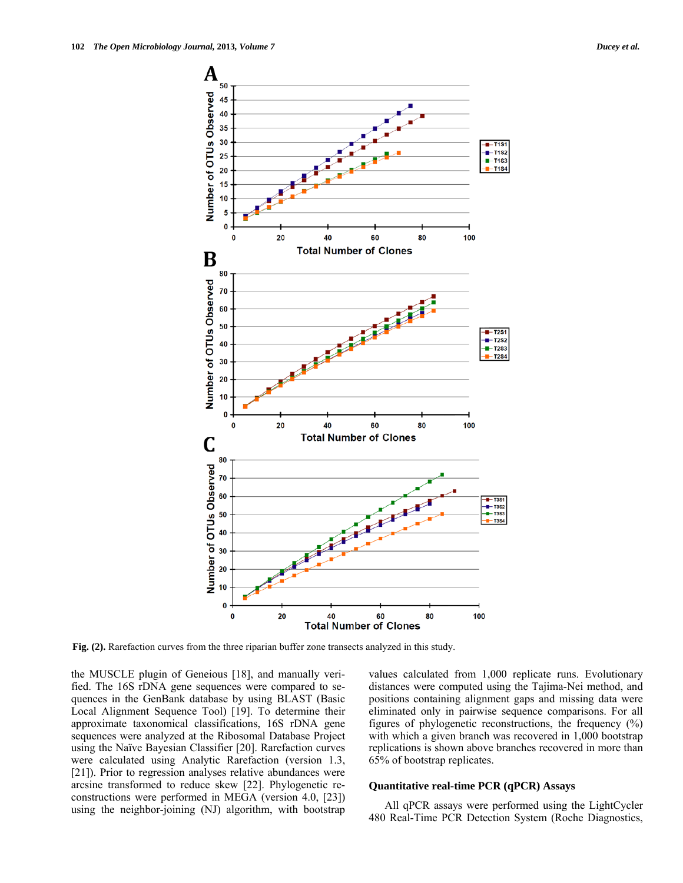A

Number of OTUs Observed

50
45
40
35
30
25
20
15
10
5
0

0 20 40 60 80 100

Total Number of Clones

T1S1
T1S2
T1S3
T1S4

B

Number of OTUs Observed

80
70
60
50
40
30
20
10
0

0 20 40 60 80 100

Total Number of Clones

T2S1
T2S2
T2S3
T2S4

C

Number of OTUs Observed

80
70
60
50
40
30
20
10
0

0 20 40 60 80 100

Total Number of Clones

T3S1
T3S2
T3S3
T3S4

**Fig. (2).** Rarefaction curves from the three riparian buffer zone transects analyzed in this study.

the MUSCLE plugin of Geneious [18], and manually verified. The 16S rDNA gene sequences were compared to sequences in the GenBank database by using BLAST (Basic Local Alignment Sequence Tool) [19]. To determine their approximate taxonomical classifications, 16S rDNA gene sequences were analyzed at the Ribosomal Database Project using the Naïve Bayesian Classifier [20]. Rarefaction curves were calculated using Analytic Rarefaction (version 1.3, [21]). Prior to regression analyses relative abundances were arcsine transformed to reduce skew [22]. Phylogenetic reconstructions were performed in MEGA (version 4.0, [23]) using the neighbor-joining (NJ) algorithm, with bootstrap values calculated from 1,000 replicate runs. Evolutionary distances were computed using the Tajima-Nei method, and positions containing alignment gaps and missing data were eliminated only in pairwise sequence comparisons. For all figures of phylogenetic reconstructions, the frequency (%) with which a given branch was recovered in 1,000 bootstrap replications is shown above branches recovered in more than 65% of bootstrap replicates.

### Quantitative real-time PCR (qPCR) Assays

All qPCR assays were performed using the LightCycler 480 Real-Time PCR Detection System (Roche Diagnostics,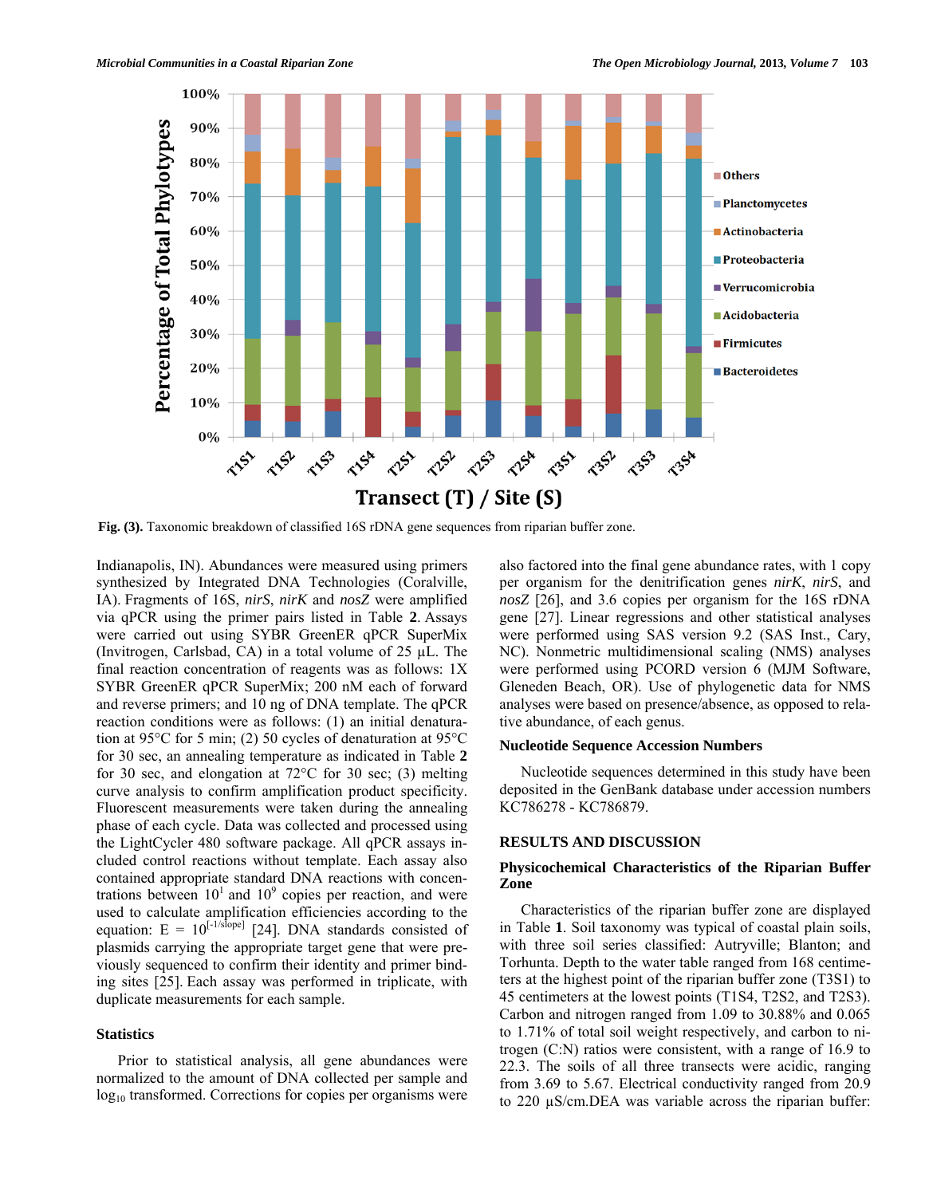100%
90%
80%
70%
60%
50%
40%
30%
20%
10%
0%

Percentage of Total Phylotypes

T1S1 T1S2 T1S3 T1S4 T2S1 T2S2 T2S3 T2S4 T3S1 T3S2 T3S3 T3S4

Transect (T) / Site (S)

Others
Planctomycetes
Actinobacteria
Proteobacteria
Verrucomicrobia
Acidobacteria
Firmicutes
Bacteroidetes

**Fig. (3).** Taxonomic breakdown of classified 16S rDNA gene sequences from riparian buffer zone.

Indianapolis, IN). Abundances were measured using primers synthesized by Integrated DNA Technologies (Coralville, IA). Fragments of 16S, *nirS*, *nirK* and *nosZ* were amplified via qPCR using the primer pairs listed in Table **2**. Assays were carried out using SYBR GreenER qPCR SuperMix (Invitrogen, Carlsbad, CA) in a total volume of 25 µL. The final reaction concentration of reagents was as follows: 1X SYBR GreenER qPCR SuperMix; 200 nM each of forward and reverse primers; and 10 ng of DNA template. The qPCR reaction conditions were as follows: (1) an initial denaturation at 95°C for 5 min; (2) 50 cycles of denaturation at 95°C for 30 sec, an annealing temperature as indicated in Table **2** for 30 sec, and elongation at 72°C for 30 sec; (3) melting curve analysis to confirm amplification product specificity. Fluorescent measurements were taken during the annealing phase of each cycle. Data was collected and processed using the LightCycler 480 software package. All qPCR assays included control reactions without template. Each assay also contained appropriate standard DNA reactions with concentrations between $10^1$ and $10^9$ copies per reaction, and were used to calculate amplification efficiencies according to the equation: $E = 10^{[-1/\text{slope}]}$ [24]. DNA standards consisted of plasmids carrying the appropriate target gene that were previously sequenced to confirm their identity and primer binding sites [25]. Each assay was performed in triplicate, with duplicate measurements for each sample.

### Statistics

Prior to statistical analysis, all gene abundances were normalized to the amount of DNA collected per sample and $\log_{10}$ transformed. Corrections for copies per organisms were also factored into the final gene abundance rates, with 1 copy per organism for the denitrification genes *nirK*, *nirS*, and *nosZ* [26], and 3.6 copies per organism for the 16S rDNA gene [27]. Linear regressions and other statistical analyses were performed using SAS version 9.2 (SAS Inst., Cary, NC). Nonmetric multidimensional scaling (NMS) analyses were performed using PCORD version 6 (MJM Software, Gleneden Beach, OR). Use of phylogenetic data for NMS analyses were based on presence/absence, as opposed to relative abundance, of each genus.

### Nucleotide Sequence Accession Numbers

Nucleotide sequences determined in this study have been deposited in the GenBank database under accession numbers KC786278 - KC786879.

## RESULTS AND DISCUSSION

### Physicochemical Characteristics of the Riparian Buffer Zone

Characteristics of the riparian buffer zone are displayed in Table **1**. Soil taxonomy was typical of coastal plain soils, with three soil series classified: Autryville; Blanton; and Torhunta. Depth to the water table ranged from 168 centimeters at the highest point of the riparian buffer zone (T3S1) to 45 centimeters at the lowest points (T1S4, T2S2, and T2S3). Carbon and nitrogen ranged from 1.09 to 30.88% and 0.065 to 1.71% of total soil weight respectively, and carbon to nitrogen (C:N) ratios were consistent, with a range of 16.9 to 22.3. The soils of all three transects were acidic, ranging from 3.69 to 5.67. Electrical conductivity ranged from 20.9 to 220 µS/cm.DEA was variable across the riparian buffer: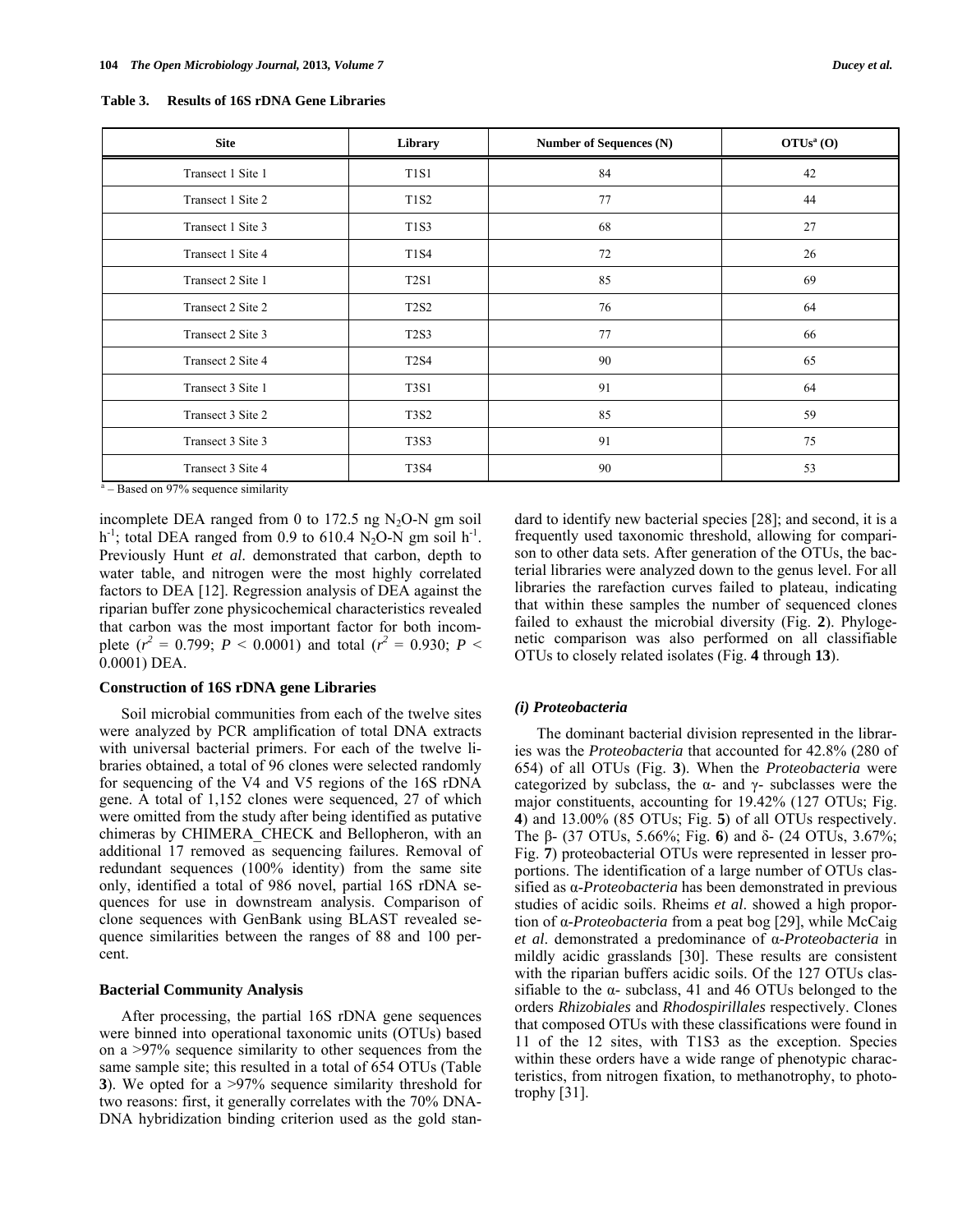**Table 3. Results of 16S rDNA Gene Libraries**

| Site | Library | Number of Sequences (N) | OTUs[a] (O) |
|---|---|---|---|
| Transect 1 Site 1 | T1S1 | 84 | 42 |
| Transect 1 Site 2 | T1S2 | 77 | 44 |
| Transect 1 Site 3 | T1S3 | 68 | 27 |
| Transect 1 Site 4 | T1S4 | 72 | 26 |
| Transect 2 Site 1 | T2S1 | 85 | 69 |
| Transect 2 Site 2 | T2S2 | 76 | 64 |
| Transect 2 Site 3 | T2S3 | 77 | 66 |
| Transect 2 Site 4 | T2S4 | 90 | 65 |
| Transect 3 Site 1 | T3S1 | 91 | 64 |
| Transect 3 Site 2 | T3S2 | 85 | 59 |
| Transect 3 Site 3 | T3S3 | 91 | 75 |
| Transect 3 Site 4 | T3S4 | 90 | 53 |

[a] – Based on 97% sequence similarity

incomplete DEA ranged from 0 to 172.5 ng $N_2O$-N gm soil $h^{-1}$; total DEA ranged from 0.9 to 610.4 $N_2O$-N gm soil $h^{-1}$. Previously Hunt *et al*. demonstrated that carbon, depth to water table, and nitrogen were the most highly correlated factors to DEA [12]. Regression analysis of DEA against the riparian buffer zone physicochemical characteristics revealed that carbon was the most important factor for both incomplete ($r^2$ = 0.799; $P$ < 0.0001) and total ($r^2$ = 0.930; $P$ < 0.0001) DEA.

### Construction of 16S rDNA gene Libraries

Soil microbial communities from each of the twelve sites were analyzed by PCR amplification of total DNA extracts with universal bacterial primers. For each of the twelve libraries obtained, a total of 96 clones were selected randomly for sequencing of the V4 and V5 regions of the 16S rDNA gene. A total of 1,152 clones were sequenced, 27 of which were omitted from the study after being identified as putative chimeras by CHIMERA_CHECK and Bellopheron, with an additional 17 removed as sequencing failures. Removal of redundant sequences (100% identity) from the same site only, identified a total of 986 novel, partial 16S rDNA sequences for use in downstream analysis. Comparison of clone sequences with GenBank using BLAST revealed sequence similarities between the ranges of 88 and 100 percent.

### Bacterial Community Analysis

After processing, the partial 16S rDNA gene sequences were binned into operational taxonomic units (OTUs) based on a >97% sequence similarity to other sequences from the same sample site; this resulted in a total of 654 OTUs (Table **3**). We opted for a >97% sequence similarity threshold for two reasons: first, it generally correlates with the 70% DNA-DNA hybridization binding criterion used as the gold standard to identify new bacterial species [28]; and second, it is a frequently used taxonomic threshold, allowing for comparison to other data sets. After generation of the OTUs, the bacterial libraries were analyzed down to the genus level. For all libraries the rarefaction curves failed to plateau, indicating that within these samples the number of sequenced clones failed to exhaust the microbial diversity (Fig. **2**). Phylogenetic comparison was also performed on all classifiable OTUs to closely related isolates (Fig. **4** through **13**).

#### *(i) Proteobacteria*

The dominant bacterial division represented in the libraries was the *Proteobacteria* that accounted for 42.8% (280 of 654) of all OTUs (Fig. **3**). When the *Proteobacteria* were categorized by subclass, the α- and γ- subclasses were the major constituents, accounting for 19.42% (127 OTUs; Fig. **4**) and 13.00% (85 OTUs; Fig. **5**) of all OTUs respectively. The β- (37 OTUs, 5.66%; Fig. **6**) and δ- (24 OTUs, 3.67%; Fig. **7**) proteobacterial OTUs were represented in lesser proportions. The identification of a large number of OTUs classified as α-*Proteobacteria* has been demonstrated in previous studies of acidic soils. Rheims *et al*. showed a high proportion of α-*Proteobacteria* from a peat bog [29], while McCaig *et al*. demonstrated a predominance of α-*Proteobacteria* in mildly acidic grasslands [30]. These results are consistent with the riparian buffers acidic soils. Of the 127 OTUs classifiable to the α- subclass, 41 and 46 OTUs belonged to the orders *Rhizobiales* and *Rhodospirillales* respectively. Clones that composed OTUs with these classifications were found in 11 of the 12 sites, with T1S3 as the exception. Species within these orders have a wide range of phenotypic characteristics, from nitrogen fixation, to methanotrophy, to phototrophy [31].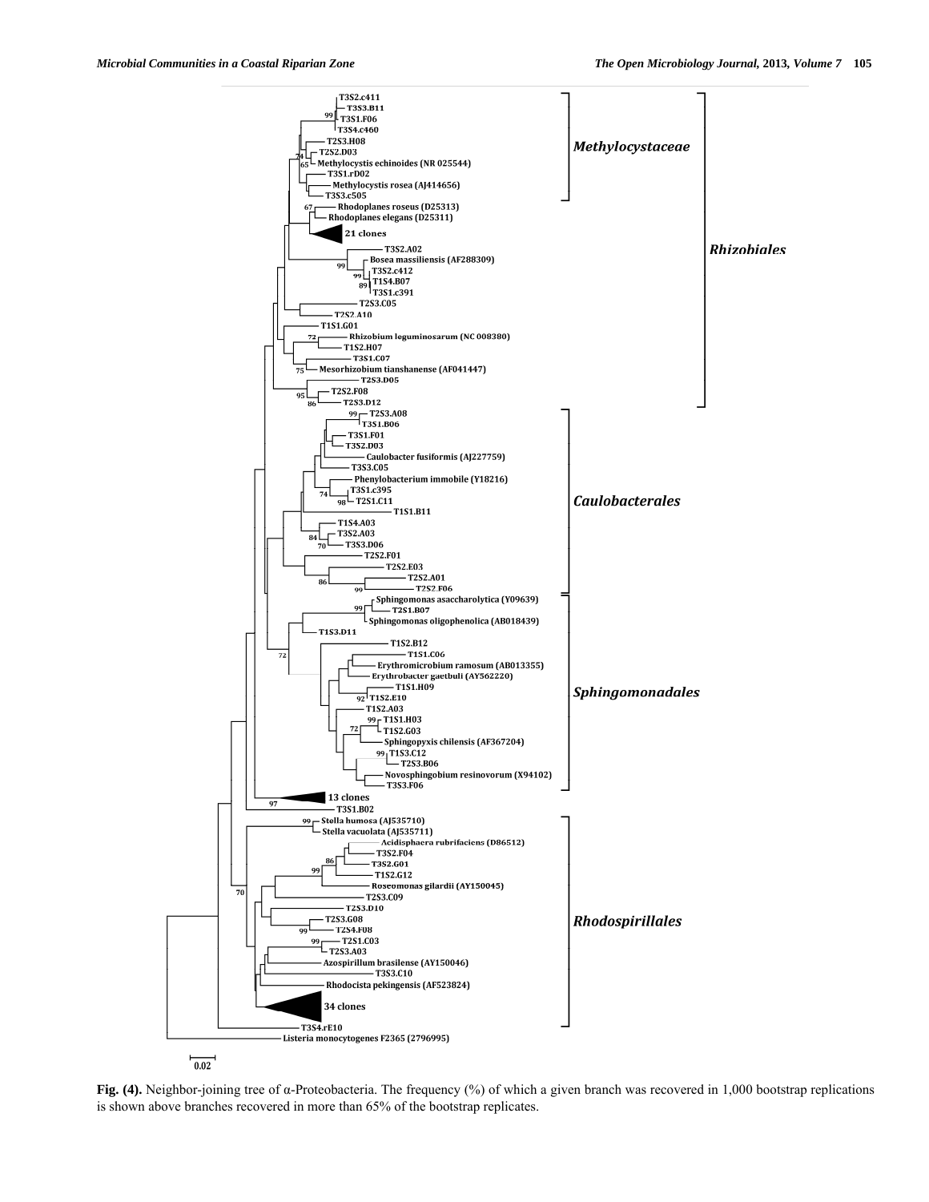Methylocystaceae

Rhizobiales

Caulobacterales

Sphingomonadales

Rhodospirillales

T3S2.c411
T3S3.B11
99
T3S1.F06
T3S4.c460
T2S3.H08
74
T2S2.D03
65
Methylocystis echinoides (NR 025544)
T3S1.rD02
Methylocystis rosea (AJ414656)
T3S3.c505
67
Rhodoplanes roseus (D25313)
Rhodoplanes elegans (D25311)
21 clones
T3S2.A02
99
Bosea massiliensis (AF288309)
99
T3S2.c412
89
T1S4.B07
T3S1.c391
T2S3.C05
T2S2.A10
T1S1.G01
72
Rhizobium leguminosarum (NC 008380)
T1S2.H07
T3S1.C07
75
Mesorhizobium tianshanense (AF041447)
T2S3.D05
95
T2S2.F08
86
T2S3.D12
99
T2S3.A08
T3S1.B06
T3S1.F01
T3S2.D03
Caulobacter fusiformis (AJ227759)
T3S3.C05
Phenylobacterium immobile (Y18216)
74
T3S1.c395
98
T2S1.C11
T1S1.B11
T1S4.A03
84
T3S2.A03
70
T3S3.D06
T2S2.F01
T2S2.E03
86
T2S2.A01
99
T2S2.F06
Sphingomonas asaccharolytica (Y09639)
99
T2S1.B07
Sphingomonas oligophenolica (AB018439)
T1S3.D11
72
T1S2.B12
T1S1.C06
Erythromicrobium ramosum (AB013355)
Erythrobacter gaetbuli (AY562220)
T1S1.H09
92
T1S2.E10
T1S2.A03
99
T1S1.H03
72
T1S2.G03
Sphingopyxis chilensis (AF367204)
99
T1S3.C12
T2S3.B06
Novosphingobium resinovorum (X94102)
T3S3.F06
97
13 clones
T3S1.B02
99
Stella humosa (AJ535710)
Stella vacuolata (AJ535711)
Acidisphaera rubrifaciens (D86512)
T3S2.F04
86
T3S2.G01
99
T1S2.G12
Roseomonas gilardii (AY150045)
T2S3.C09
70
T2S3.D10
T2S3.G08
99
T2S4.F08
99
T2S1.C03
T2S3.A03
Azospirillum brasilense (AY150046)
T3S3.C10
Rhodocista pekingensis (AF523824)
34 clones
T3S4.rE10
Listeria monocytogenes F2365 (2796995)

0.02

**Fig. (4).** Neighbor-joining tree of α-Proteobacteria. The frequency (%) of which a given branch was recovered in 1,000 bootstrap replications is shown above branches recovered in more than 65% of the bootstrap replicates.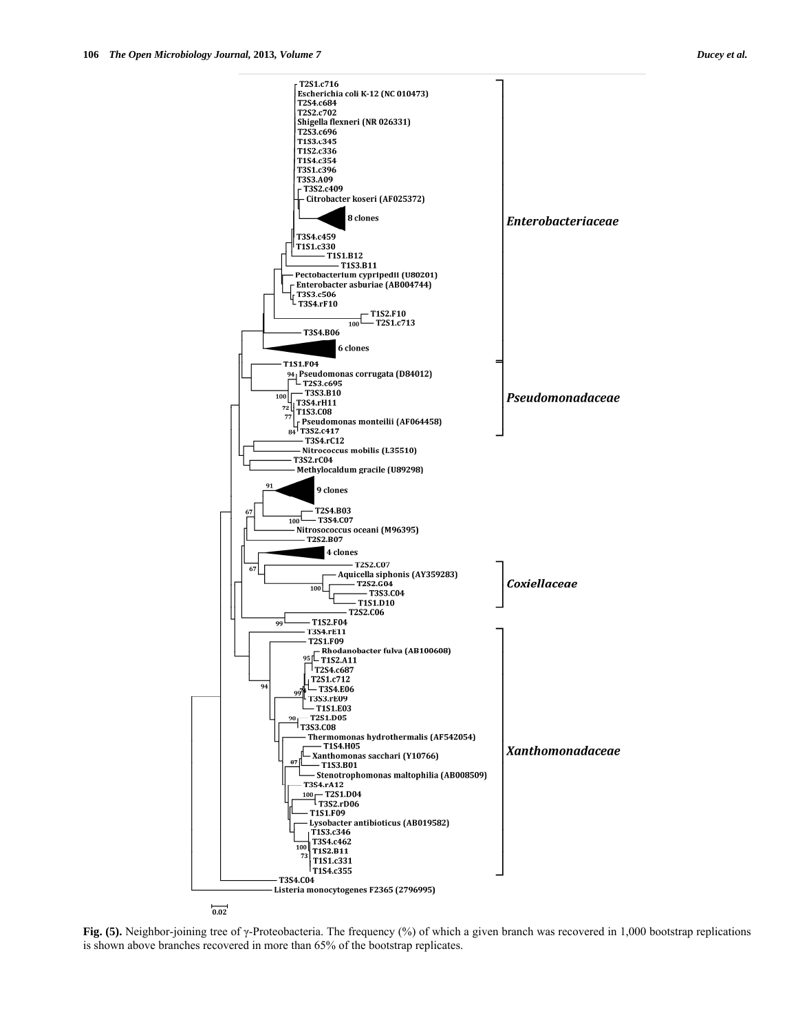T2S1.c716
Escherichia coli K-12 (NC 010473)
T2S4.c684
T2S2.c702
Shigella flexneri (NR 026331)
T2S3.c696
T1S3.c345
T1S2.c336
T1S4.c354
T3S1.c396
T3S3.A09
T3S2.c409
Citrobacter koseri (AF025372)
8 clones
T3S4.c459
T1S1.c330
T1S1.B12
T1S3.B11
Pectobacterium cypripedii (U80201)
Enterobacter asburiae (AB004744)
T3S3.c506
T3S4.rF10
T1S2.F10
100
T2S1.c713
T3S4.B06
6 clones
*Enterobacteriaceae*
T1S1.F04
94
Pseudomonas corrugata (D84012)
T2S3.c695
T3S3.B10
100
T3S4.rH11
72
T1S3.C08
77
Pseudomonas monteilii (AF064458)
84
T3S2.c417
*Pseudomonadaceae*
T3S4.rC12
Nitrococcus mobilis (L35510)
T3S2.rC04
Methylocaldum gracile (U89298)
91
9 clones
67
T2S4.B03
100
T3S4.C07
Nitrosococcus oceani (M96395)
T2S2.B07
4 clones
67
T2S2.C07
Aquicella siphonis (AY359283)
100
T2S2.G04
T3S3.C04
T1S1.D10
*Coxiellaceae*
T2S2.C06
99
T1S2.F04
T3S4.rE11
T2S1.F09
Rhodanobacter fulva (AB100608)
95
T1S2.A11
T2S4.c687
T2S1.c712
94
97
T3S4.E06
T3S3.rE09
T1S1.E03
90
T2S1.D05
T3S3.C08
Thermomonas hydrothermalis (AF542054)
T1S4.H05
Xanthomonas sacchari (Y10766)
87
T1S3.B01
Stenotrophomonas maltophilia (AB008509)
T3S4.rA12
100
T2S1.D04
T3S2.rD06
T1S1.F09
Lysobacter antibioticus (AB019582)
T1S3.c346
100
T3S4.c462
73
T1S2.B11
T1S1.c331
T1S4.c355
*Xanthomonadaceae*
T3S4.C04
Listeria monocytogenes F2365 (2796995)
0.02

**Fig. (5).** Neighbor-joining tree of γ-Proteobacteria. The frequency (%) of which a given branch was recovered in 1,000 bootstrap replications is shown above branches recovered in more than 65% of the bootstrap replicates.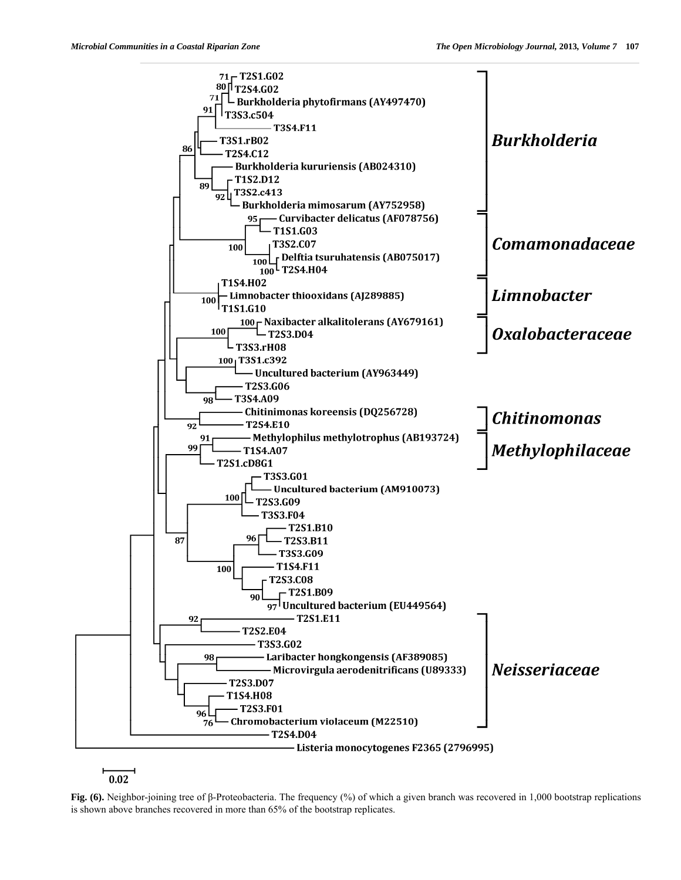71 T2S1.G02
80 T2S4.G02
71 Burkholderia phytofirmans (AY497470)
91 T3S3.c504
T3S4.F11
86 T3S1.rB02
T2S4.C12
Burkholderia kururiensis (AB024310)
89 T1S2.D12
92 T3S2.c413
Burkholderia mimosarum (AY752958)
95 Curvibacter delicatus (AF078756)
T1S1.G03
100 T3S2.C07
100 Delftia tsuruhatensis (AB075017)
100 T2S4.H04
T1S4.H02
100 Limnobacter thiooxidans (AJ289885)
T1S1.G10
100 Naxibacter alkalitolerans (AY679161)
100 T2S3.D04
T3S3.rH08
100 T3S1.c392
Uncultured bacterium (AY963449)
T2S3.G06
98 T3S4.A09
Chitinimonas koreensis (DQ256728)
92 T2S4.E10
91 Methylophilus methylotrophus (AB193724)
99 T1S4.A07
T2S1.cD8G1
T3S3.G01
Uncultured bacterium (AM910073)
100 T2S3.G09
T3S3.F04
T2S1.B10
96 T2S3.B11
87 T3S3.G09
100 T1S4.F11
T2S3.C08
90 T2S1.B09
97 Uncultured bacterium (EU449564)
92 T2S1.E11
T2S2.E04
T3S3.G02
98 Laribacter hongkongensis (AF389085)
Microvirgula aerodenitrificans (U89333)
T2S3.D07
T1S4.H08
96 T2S3.F01
76 Chromobacterium violaceum (M22510)
T2S4.D04
Listeria monocytogenes F2365 (2796995)

*Burkholderia*
*Comamonadaceae*
*Limnobacter*
*Oxalobacteraceae*
*Chitinomonas*
*Methylophilaceae*
*Neisseriaceae*

0.02

**Fig. (6).** Neighbor-joining tree of β-Proteobacteria. The frequency (%) of which a given branch was recovered in 1,000 bootstrap replications is shown above branches recovered in more than 65% of the bootstrap replicates.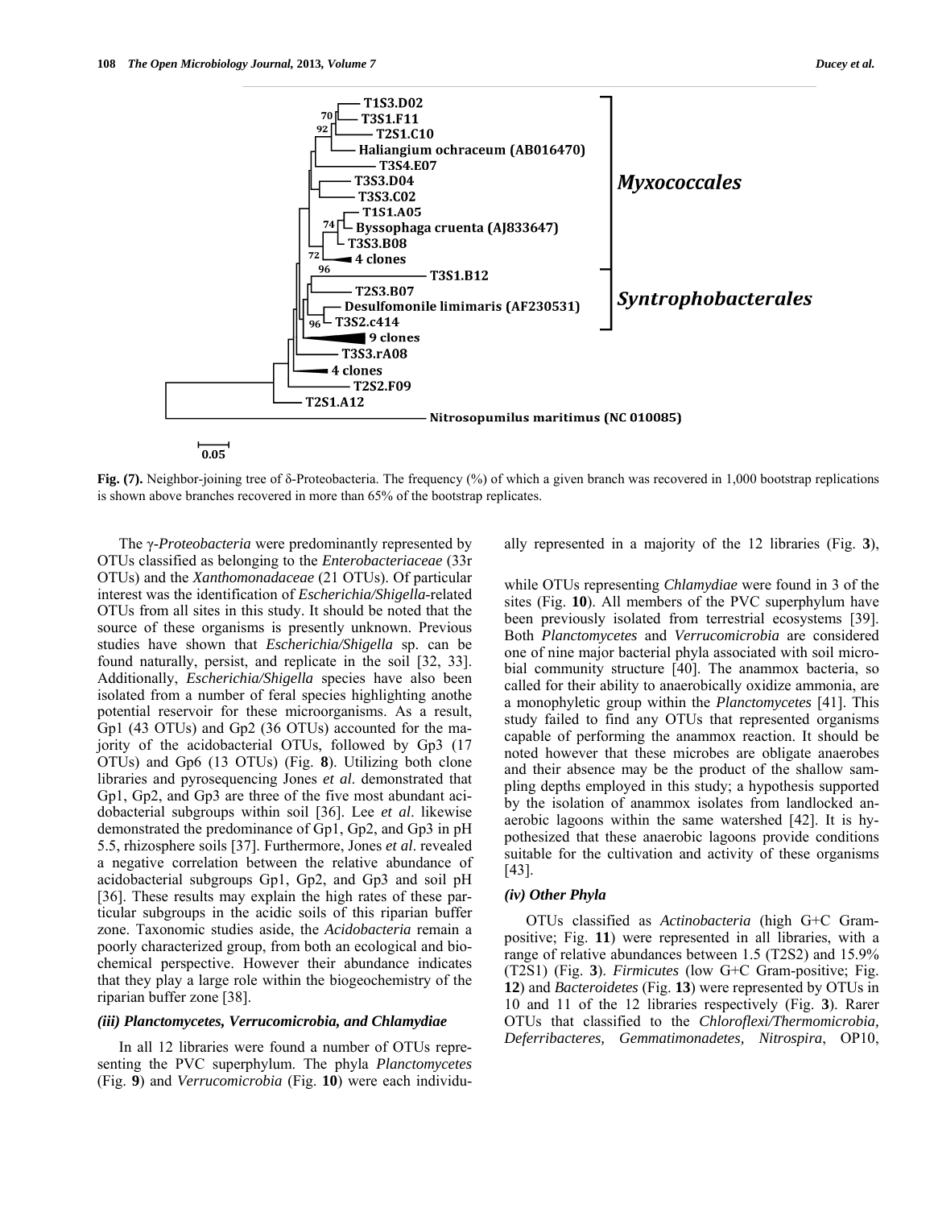T1S3.D02
70
T3S1.F11
92
T2S1.C10
Haliangium ochraceum (AB016470)
T3S4.E07
T3S3.D04
T3S3.C02
T1S1.A05
74
Byssophaga cruenta (AJ833647)
T3S3.B08
72
4 clones
96
T3S1.B12
T2S3.B07
Desulfomonile limimaris (AF230531)
96
T3S2.c414
9 clones
T3S3.rA08
4 clones
T2S2.F09
T2S1.A12
Nitrosopumilus maritimus (NC 010085)
0.05
*Myxococcales*
*Syntrophobacterales*

**Fig. (7).** Neighbor-joining tree of δ-Proteobacteria. The frequency (%) of which a given branch was recovered in 1,000 bootstrap replications is shown above branches recovered in more than 65% of the bootstrap replicates.

The γ-*Proteobacteria* were predominantly represented by OTUs classified as belonging to the *Enterobacteriaceae* (33r OTUs) and the *Xanthomonadaceae* (21 OTUs). Of particular interest was the identification of *Escherichia/Shigella*-related OTUs from all sites in this study. It should be noted that the source of these organisms is presently unknown. Previous studies have shown that *Escherichia/Shigella* sp. can be found naturally, persist, and replicate in the soil [32, 33]. Additionally, *Escherichia/Shigella* species have also been isolated from a number of feral species highlighting anothe potential reservoir for these microorganisms. As a result, Gp1 (43 OTUs) and Gp2 (36 OTUs) accounted for the majority of the acidobacterial OTUs, followed by Gp3 (17 OTUs) and Gp6 (13 OTUs) (Fig. **8**). Utilizing both clone libraries and pyrosequencing Jones *et al*. demonstrated that Gp1, Gp2, and Gp3 are three of the five most abundant acidobacterial subgroups within soil [36]. Lee *et al*. likewise demonstrated the predominance of Gp1, Gp2, and Gp3 in pH 5.5, rhizosphere soils [37]. Furthermore, Jones *et al*. revealed a negative correlation between the relative abundance of acidobacterial subgroups Gp1, Gp2, and Gp3 and soil pH [36]. These results may explain the high rates of these particular subgroups in the acidic soils of this riparian buffer zone. Taxonomic studies aside, the *Acidobacteria* remain a poorly characterized group, from both an ecological and biochemical perspective. However their abundance indicates that they play a large role within the biogeochemistry of the riparian buffer zone [38].

### *(iii) Planctomycetes, Verrucomicrobia, and Chlamydiae*

In all 12 libraries were found a number of OTUs representing the PVC superphylum. The phyla *Planctomycetes* (Fig. **9**) and *Verrucomicrobia* (Fig. **10**) were each individually represented in a majority of the 12 libraries (Fig. **3**), while OTUs representing *Chlamydiae* were found in 3 of the sites (Fig. **10**). All members of the PVC superphylum have been previously isolated from terrestrial ecosystems [39]. Both *Planctomycetes* and *Verrucomicrobia* are considered one of nine major bacterial phyla associated with soil microbial community structure [40]. The anammox bacteria, so called for their ability to anaerobically oxidize ammonia, are a monophyletic group within the *Planctomycetes* [41]. This study failed to find any OTUs that represented organisms capable of performing the anammox reaction. It should be noted however that these microbes are obligate anaerobes and their absence may be the product of the shallow sampling depths employed in this study; a hypothesis supported by the isolation of anammox isolates from landlocked anaerobic lagoons within the same watershed [42]. It is hypothesized that these anaerobic lagoons provide conditions suitable for the cultivation and activity of these organisms [43].

### *(iv) Other Phyla*

OTUs classified as *Actinobacteria* (high G+C Gram-positive; Fig. **11**) were represented in all libraries, with a range of relative abundances between 1.5 (T2S2) and 15.9% (T2S1) (Fig. **3**). *Firmicutes* (low G+C Gram-positive; Fig. **12**) and *Bacteroidetes* (Fig. **13**) were represented by OTUs in 10 and 11 of the 12 libraries respectively (Fig. **3**). Rarer OTUs that classified to the *Chloroflexi/Thermomicrobia, Deferribacteres, Gemmatimonadetes, Nitrospira*, OP10,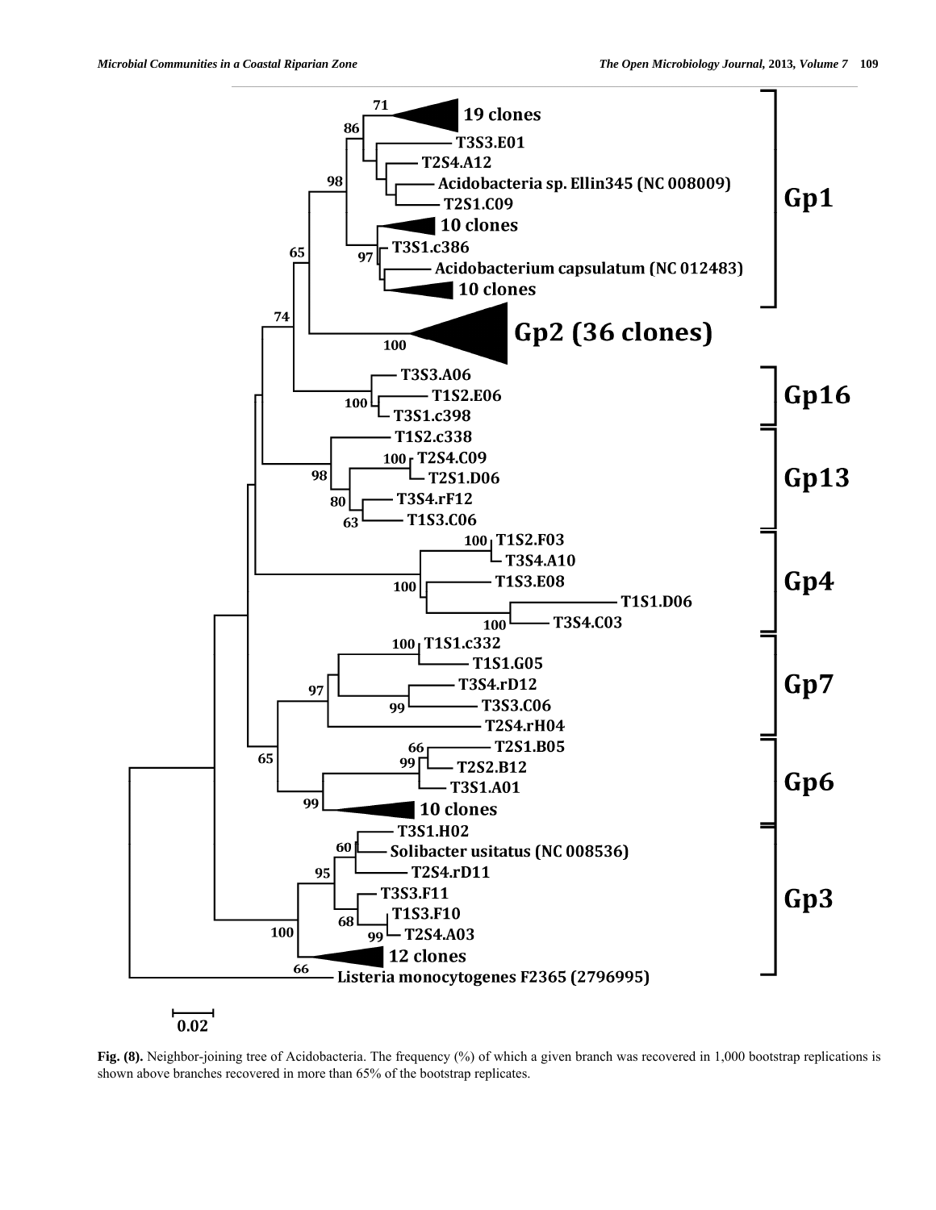71
19 clones
86
T3S3.E01
T2S4.A12
98
Acidobacteria sp. Ellin345 (NC 008009)
T2S1.C09
10 clones
65
T3S1.c386
97
Acidobacterium capsulatum (NC 012483)
10 clones
Gp1
74
Gp2 (36 clones)
100
T3S3.A06
T1S2.E06
100
T3S1.c398
Gp16
T1S2.c338
100
T2S4.C09
T2S1.D06
98
80
T3S4.rF12
63
T1S3.C06
Gp13
100
T1S2.F03
T3S4.A10
100
T1S3.E08
T1S1.D06
100
T3S4.C03
Gp4
100
T1S1.c332
T1S1.G05
97
T3S4.rD12
99
T3S3.C06
T2S4.rH04
Gp7
66
T2S1.B05
65
99
T2S2.B12
T3S1.A01
99
10 clones
Gp6
T3S1.H02
60
Solibacter usitatus (NC 008536)
95
T2S4.rD11
T3S3.F11
68
T1S3.F10
100
99
T2S4.A03
12 clones
66
Listeria monocytogenes F2365 (2796995)
Gp3

0.02

**Fig. (8).** Neighbor-joining tree of Acidobacteria. The frequency (%) of which a given branch was recovered in 1,000 bootstrap replications is shown above branches recovered in more than 65% of the bootstrap replicates.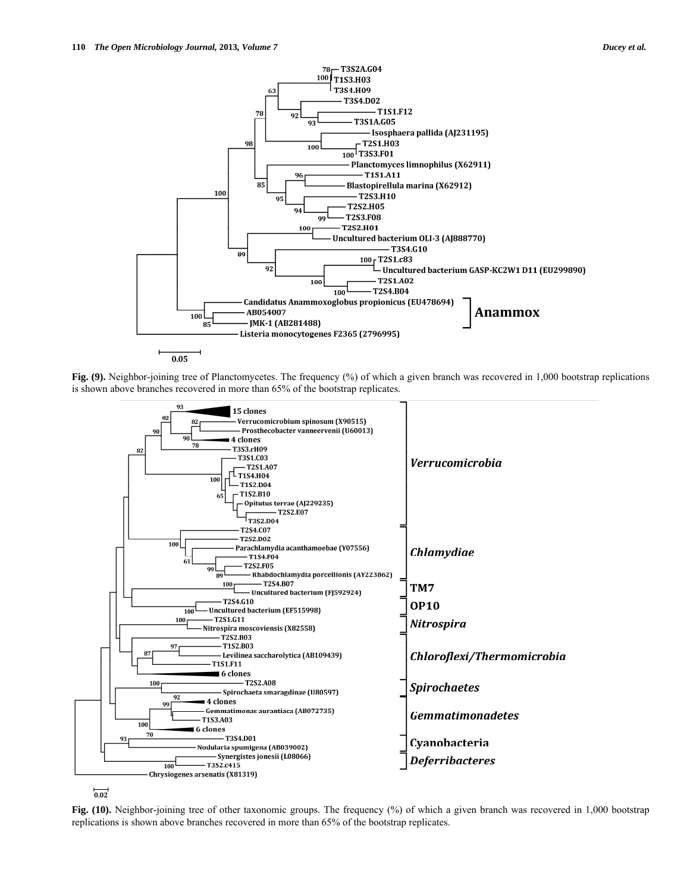78
100
T3S2A.G04
T1S3.H03
T3S4.H09
63
T3S4.D02
92
T1S1.F12
93
T3S1A.G05
78
Isosphaera pallida (AJ231195)
100
T2S1.H03
100
T3S3.F01
98
Planctomyces limnophilus (X62911)
96
T1S1.A11
85
Blastopirellula marina (X62912)
95
T2S3.H10
94
T2S2.H05
99
T2S3.F08
100
100
T2S2.H01
Uncultured bacterium OLI-3 (AJ888770)
89
T3S4.G10
92
100
T2S1.c83
Uncultured bacterium GASP-KC2W1 D11 (EU299890)
100
T2S1.A02
100
T2S4.B04
Candidatus Anammoxoglobus propionicus (EU478694)
100
AB054007
85
JMK-1 (AB281488)
Anammox
Listeria monocytogenes F2365 (2796995)
0.05

**Fig. (9).** Neighbor-joining tree of Planctomycetes. The frequency (%) of which a given branch was recovered in 1,000 bootstrap replications is shown above branches recovered in more than 65% of the bootstrap replicates.

93
15 clones
82
82
Verrucomicrobium spinosum (X90515)
Prosthecobacter vanneervenii (U60013)
90
98
4 clones
78
T3S3.rH09
82
T3S1.C03
T2S1.A07
100
T1S4.H04
T1S2.D04
65
T1S2.B10
Opitutus terrae (AJ229235)
T2S2.E07
T3S2.D04
*Verrucomicrobia*
T2S4.C07
T2S2.D02
100
Parachlamydia acanthamoebae (Y07556)
61
T1S4.F04
99
T2S2.F05
89
Rhabdochlamydia porcellionis (AY223862)
*Chlamydiae*
100
T2S4.B07
Uncultured bacterium (FJ592924)
TM7
T2S4.G10
100
Uncultured bacterium (EF515998)
OP10
100
T2S1.G11
Nitrospira moscoviensis (X82558)
*Nitrospira*
T2S2.B03
97
T1S2.B03
87
Levilinea saccharolytica (AB109439)
T1S1.F11
6 clones
*Chloroflexi/Thermomicrobia*
100
T2S2.A08
Spirochaeta smaragdinae (U80597)
*Spirochaetes*
92
99
4 clones
Gemmatimonas aurantiaca (AB072735)
100
T1S3.A03
70
6 clones
*Gemmatimonadetes*
93
T3S4.D01
Nodularia spumigena (AB039002)
Cyanobacteria
Synergistes jonesii (L08066)
100
T3S2.c415
*Deferribacteres*
Chrysiogenes arsenatis (X81319)
0.02

**Fig. (10).** Neighbor-joining tree of other taxonomic groups. The frequency (%) of which a given branch was recovered in 1,000 bootstrap replications is shown above branches recovered in more than 65% of the bootstrap replicates.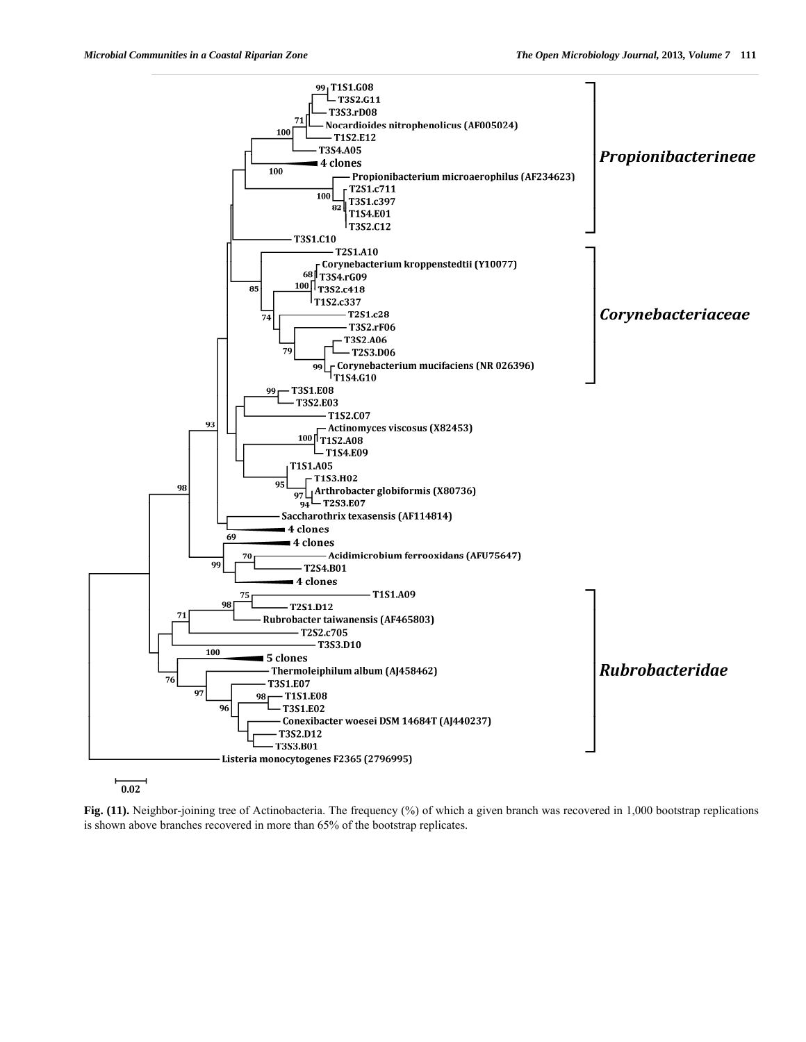99 T1S1.G08
T3S2.G11
T3S3.rD08
71
Nocardioides nitrophenolicus (AF005024)
100
T1S2.E12
T3S4.A05
4 clones
100
Propionibacterium microaerophilus (AF234623)
T2S1.c711
100
T3S1.c397
82
T1S4.E01
T3S2.C12
T3S1.C10

*Propionibacterineae*

T2S1.A10
Corynebacterium kroppenstedtii (Y10077)
68
T3S4.rG09
100
T3S2.c418
85
T1S2.c337
T2S1.c28
74
T3S2.rF06
T3S2.A06
79
T2S3.D06
99
Corynebacterium mucifaciens (NR 026396)
T1S4.G10

*Corynebacteriaceae*

99 T3S1.E08
T3S2.E03
T1S2.C07
93
Actinomyces viscosus (X82453)
100
T1S2.A08
T1S4.E09
T1S1.A05
T1S3.H02
95
97
Arthrobacter globiformis (X80736)
94
T2S3.E07
98
Saccharothrix texasensis (AF114814)
4 clones
69
4 clones
70
Acidimicrobium ferrooxidans (AFU75647)
99
T2S4.B01
4 clones

75
T1S1.A09
98
T2S1.D12
71
Rubrobacter taiwanensis (AF465803)
T2S2.c705
T3S3.D10
100
5 clones
Thermoleiphilum album (AJ458462)
76
T3S1.E07
97
98
T1S1.E08
96
T3S1.E02
Conexibacter woesei DSM 14684T (AJ440237)
T3S2.D12
T3S3.B01

*Rubrobacteridae*

Listeria monocytogenes F2365 (2796995)

0.02

**Fig. (11).** Neighbor-joining tree of Actinobacteria. The frequency (%) of which a given branch was recovered in 1,000 bootstrap replications is shown above branches recovered in more than 65% of the bootstrap replicates.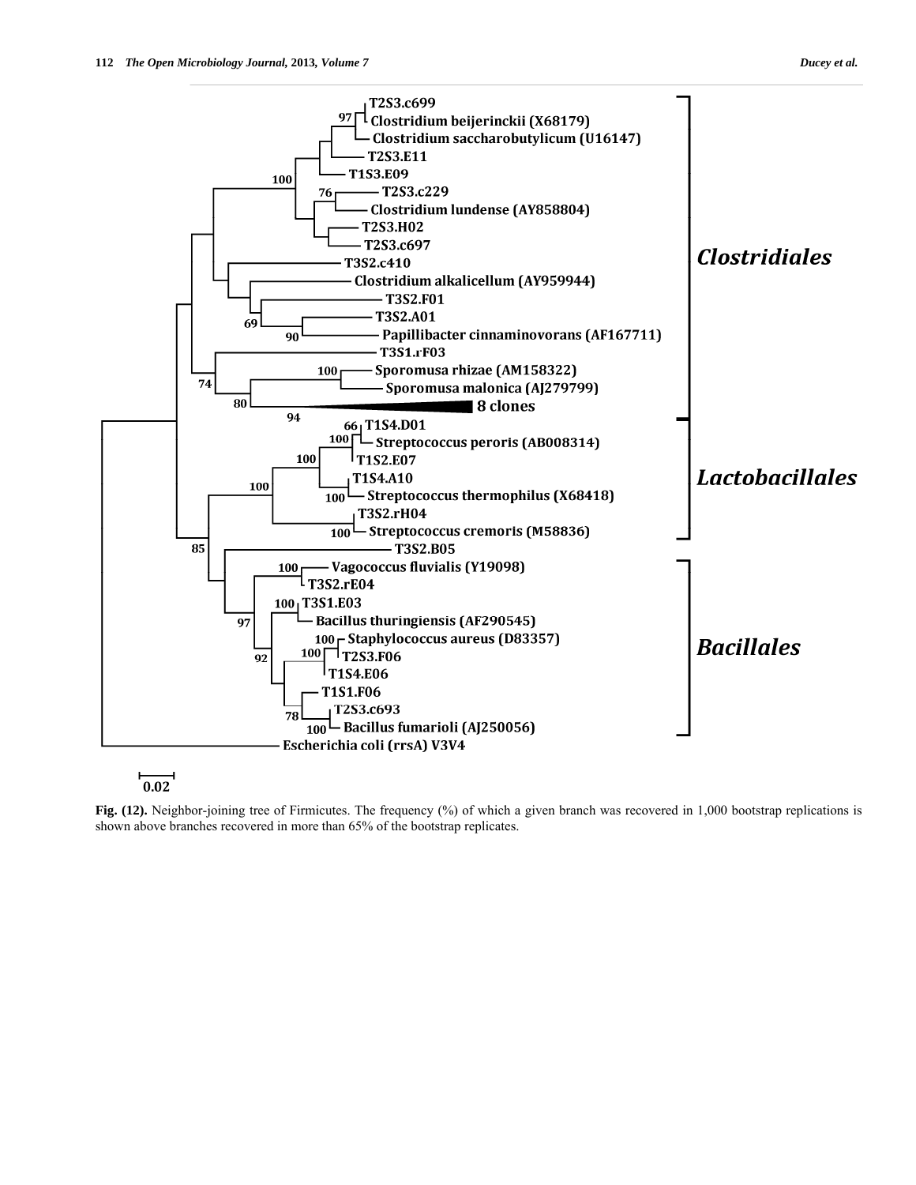T2S3.c699
97
Clostridium beijerinckii (X68179)
Clostridium saccharobutylicum (U16147)
T2S3.E11
100
T1S3.E09
76
T2S3.c229
Clostridium lundense (AY858804)
T2S3.H02
T2S3.c697
T3S2.c410
Clostridium alkalicellum (AY959944)
T3S2.F01
69
T3S2.A01
90
Papillibacter cinnaminovorans (AF167711)
T3S1.rF03
74
100
Sporomusa rhizae (AM158322)
Sporomusa malonica (AJ279799)
80
94
8 clones
66
T1S4.D01
100
Streptococcus peroris (AB008314)
100
T1S2.E07
100
T1S4.A10
100
Streptococcus thermophilus (X68418)
T3S2.rH04
100
Streptococcus cremoris (M58836)
85
T3S2.B05
100
Vagococcus fluvialis (Y19098)
T3S2.rE04
100
T3S1.E03
97
Bacillus thuringiensis (AF290545)
100
Staphylococcus aureus (D83357)
100
T2S3.F06
92
T1S4.E06
T1S1.F06
78
T2S3.c693
100
Bacillus fumarioli (AJ250056)
Escherichia coli (rrsA) V3V4

*Clostridiales*

*Lactobacillales*

*Bacillales*

0.02

**Fig. (12).** Neighbor-joining tree of Firmicutes. The frequency (%) of which a given branch was recovered in 1,000 bootstrap replications is shown above branches recovered in more than 65% of the bootstrap replicates.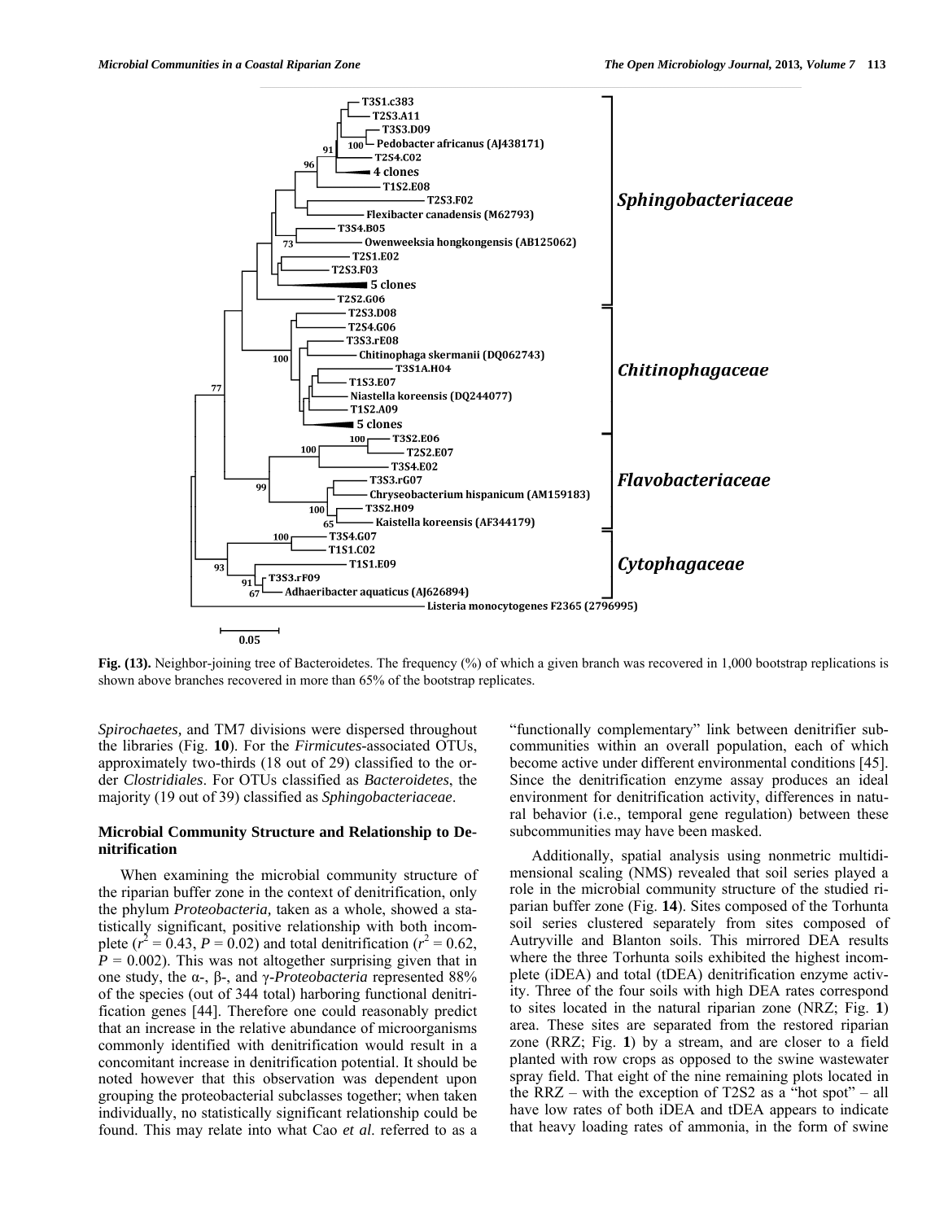**Fig. (13).** Neighbor-joining tree of Bacteroidetes. The frequency (%) of which a given branch was recovered in 1,000 bootstrap replications is shown above branches recovered in more than 65% of the bootstrap replicates.

*Spirochaetes,* and TM7 divisions were dispersed throughout the libraries (Fig. **10**). For the *Firmicutes*-associated OTUs, approximately two-thirds (18 out of 29) classified to the order *Clostridiales*. For OTUs classified as *Bacteroidetes*, the majority (19 out of 39) classified as *Sphingobacteriaceae*.

### Microbial Community Structure and Relationship to Denitrification

When examining the microbial community structure of the riparian buffer zone in the context of denitrification, only the phylum *Proteobacteria,* taken as a whole, showed a statistically significant, positive relationship with both incomplete ($r^2 = 0.43$, $P = 0.02$) and total denitrification ($r^2 = 0.62$, $P = 0.002$). This was not altogether surprising given that in one study, the α-, β-, and γ-*Proteobacteria* represented 88% of the species (out of 344 total) harboring functional denitrification genes [44]. Therefore one could reasonably predict that an increase in the relative abundance of microorganisms commonly identified with denitrification would result in a concomitant increase in denitrification potential. It should be noted however that this observation was dependent upon grouping the proteobacterial subclasses together; when taken individually, no statistically significant relationship could be found. This may relate into what Cao *et al*. referred to as a "functionally complementary" link between denitrifier subcommunities within an overall population, each of which become active under different environmental conditions [45]. Since the denitrification enzyme assay produces an ideal environment for denitrification activity, differences in natural behavior (i.e., temporal gene regulation) between these subcommunities may have been masked.

Additionally, spatial analysis using nonmetric multidimensional scaling (NMS) revealed that soil series played a role in the microbial community structure of the studied riparian buffer zone (Fig. **14**). Sites composed of the Torhunta soil series clustered separately from sites composed of Autryville and Blanton soils. This mirrored DEA results where the three Torhunta soils exhibited the highest incomplete (iDEA) and total (tDEA) denitrification enzyme activity. Three of the four soils with high DEA rates correspond to sites located in the natural riparian zone (NRZ; Fig. **1**) area. These sites are separated from the restored riparian zone (RRZ; Fig. **1**) by a stream, and are closer to a field planted with row crops as opposed to the swine wastewater spray field. That eight of the nine remaining plots located in the RRZ – with the exception of T2S2 as a "hot spot" – all have low rates of both iDEA and tDEA appears to indicate that heavy loading rates of ammonia, in the form of swine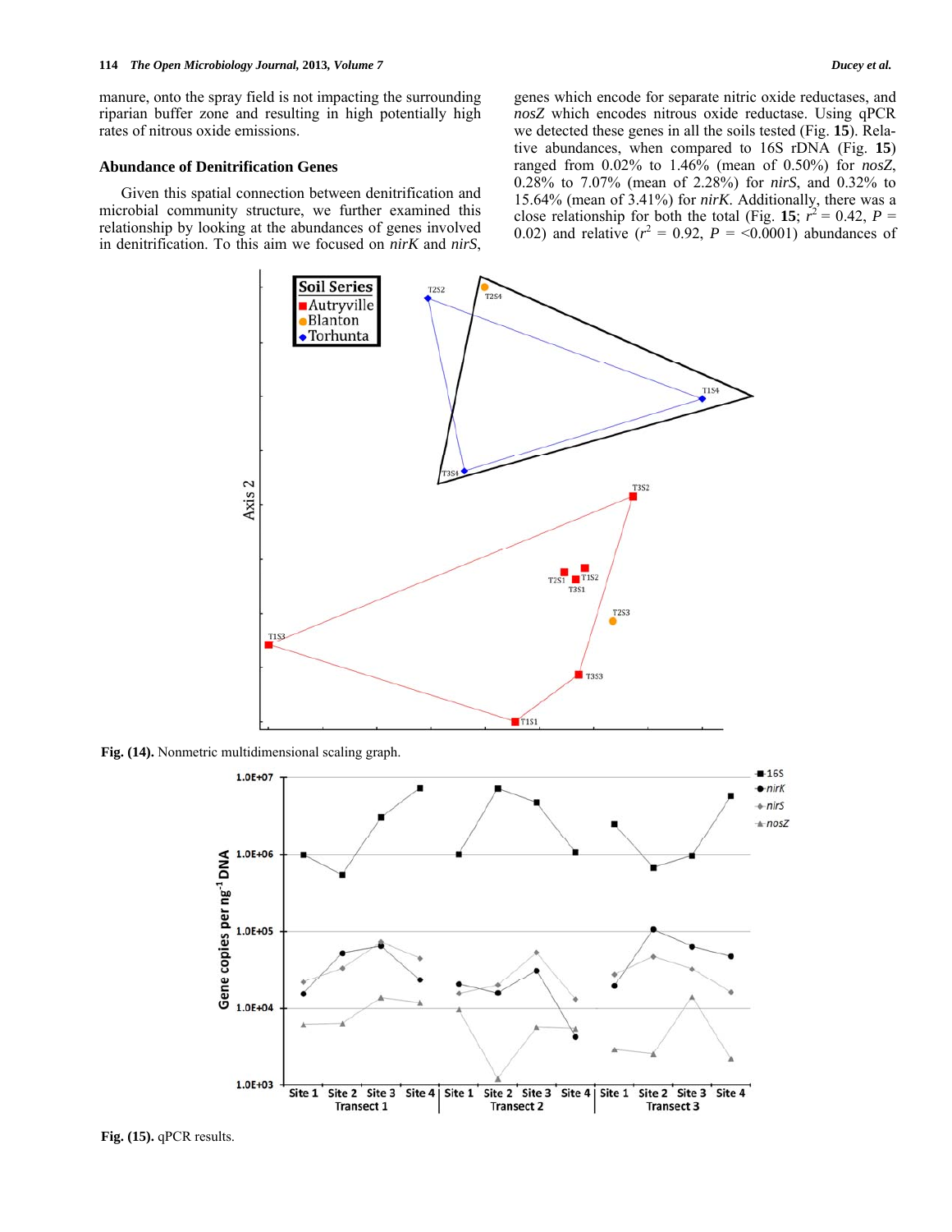manure, onto the spray field is not impacting the surrounding riparian buffer zone and resulting in high potentially high rates of nitrous oxide emissions.

### Abundance of Denitrification Genes

Given this spatial connection between denitrification and microbial community structure, we further examined this relationship by looking at the abundances of genes involved in denitrification. To this aim we focused on *nirK* and *nirS*, genes which encode for separate nitric oxide reductases, and *nosZ* which encodes nitrous oxide reductase. Using qPCR we detected these genes in all the soils tested (Fig. **15**). Relative abundances, when compared to 16S rDNA (Fig. **15**) ranged from 0.02% to 1.46% (mean of 0.50%) for *nosZ*, 0.28% to 7.07% (mean of 2.28%) for *nirS*, and 0.32% to 15.64% (mean of 3.41%) for *nirK*. Additionally, there was a close relationship for both the total (Fig. **15**; $r^2$ = 0.42, $P$ = 0.02) and relative ($r^2$ = 0.92, $P$ = <0.0001) abundances of

**Fig. (14).** Nonmetric multidimensional scaling graph.

**Fig. (15).** qPCR results.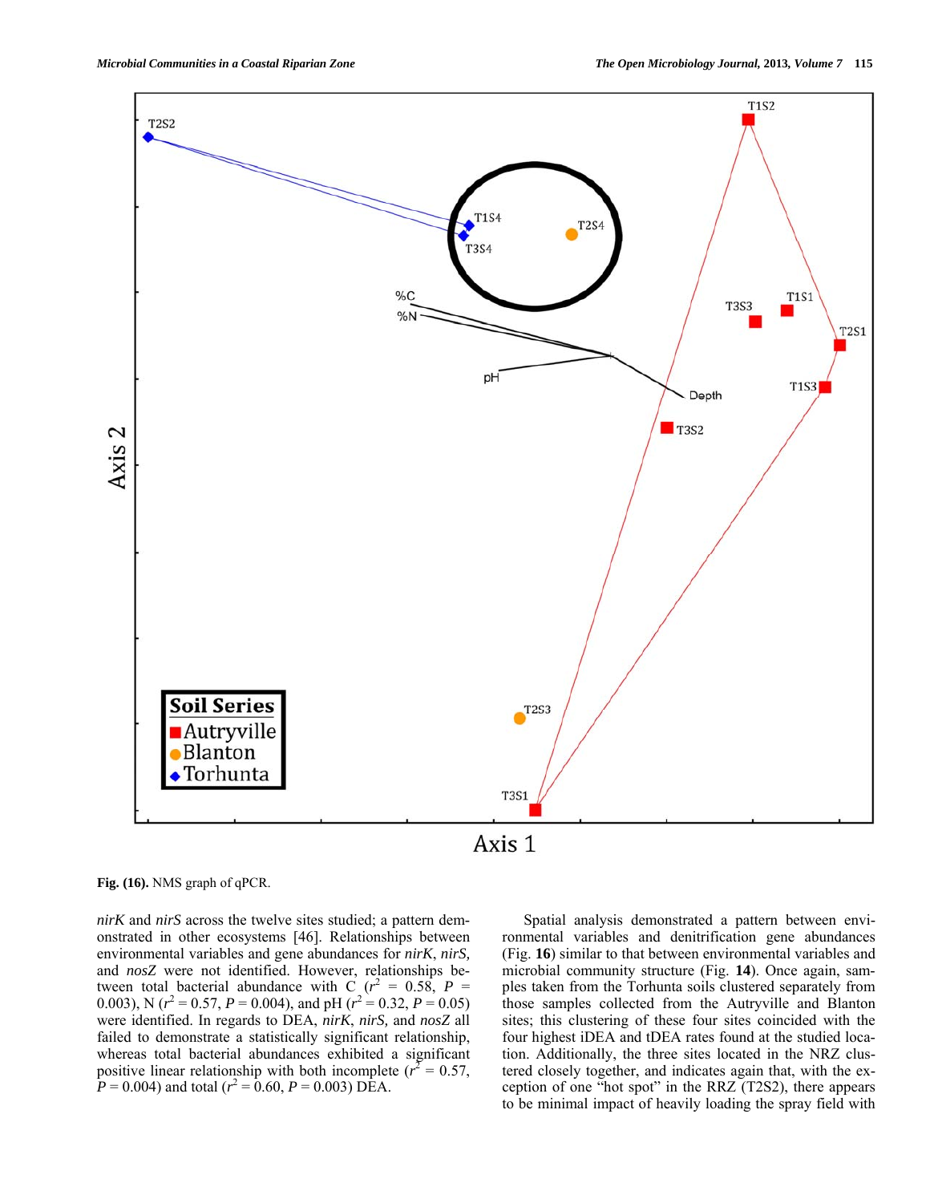Fig. (16). NMS graph of qPCR.

*nirK* and *nirS* across the twelve sites studied; a pattern demonstrated in other ecosystems [46]. Relationships between environmental variables and gene abundances for *nirK*, *nirS,* and *nosZ* were not identified. However, relationships between total bacterial abundance with C ($r^2$ = 0.58, $P$ = 0.003), N ($r^2$ = 0.57, $P$ = 0.004), and pH ($r^2$ = 0.32, $P$ = 0.05) were identified. In regards to DEA, *nirK*, *nirS,* and *nosZ* all failed to demonstrate a statistically significant relationship, whereas total bacterial abundances exhibited a significant positive linear relationship with both incomplete ($r^2$ = 0.57, $P$ = 0.004) and total ($r^2$ = 0.60, $P$ = 0.003) DEA.

Spatial analysis demonstrated a pattern between environmental variables and denitrification gene abundances (Fig. **16**) similar to that between environmental variables and microbial community structure (Fig. **14**). Once again, samples taken from the Torhunta soils clustered separately from those samples collected from the Autryville and Blanton sites; this clustering of these four sites coincided with the four highest iDEA and tDEA rates found at the studied location. Additionally, the three sites located in the NRZ clustered closely together, and indicates again that, with the exception of one "hot spot" in the RRZ (T2S2), there appears to be minimal impact of heavily loading the spray field with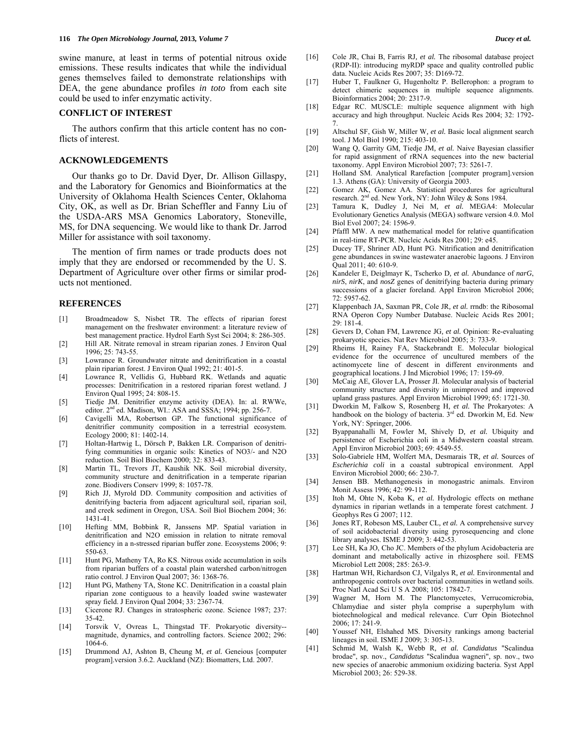swine manure, at least in terms of potential nitrous oxide emissions. These results indicates that while the individual genes themselves failed to demonstrate relationships with DEA, the gene abundance profiles *in toto* from each site could be used to infer enzymatic activity.

## CONFLICT OF INTEREST

The authors confirm that this article content has no conflicts of interest.

## ACKNOWLEDGEMENTS

Our thanks go to Dr. David Dyer, Dr. Allison Gillaspy, and the Laboratory for Genomics and Bioinformatics at the University of Oklahoma Health Sciences Center, Oklahoma City, OK, as well as Dr. Brian Scheffler and Fanny Liu of the USDA-ARS MSA Genomics Laboratory, Stoneville, MS, for DNA sequencing. We would like to thank Dr. Jarrod Miller for assistance with soil taxonomy.

The mention of firm names or trade products does not imply that they are endorsed or recommended by the U. S. Department of Agriculture over other firms or similar products not mentioned.

## REFERENCES

[1] Broadmeadow S, Nisbet TR. The effects of riparian forest management on the freshwater environment: a literature review of best management practice. Hydrol Earth Syst Sci 2004; 8: 286-305.

[2] Hill AR. Nitrate removal in stream riparian zones. J Environ Qual 1996; 25: 743-55.

[3] Lowrance R. Groundwater nitrate and denitrification in a coastal plain riparian forest. J Environ Qual 1992; 21: 401-5.

[4] Lowrance R, Vellidis G, Hubbard RK. Wetlands and aquatic processes: Denitrification in a restored riparian forest wetland. J Environ Qual 1995; 24: 808-15.

[5] Tiedje JM. Denitrifier enzyme activity (DEA). In: al. RWWe, editor. 2nd ed. Madison, WI.: ASA and SSSA; 1994; pp. 256-7.

[6] Cavigelli MA, Robertson GP. The functional significance of denitrifier community composition in a terrestrial ecosystem. Ecology 2000; 81: 1402-14.

[7] Holtan-Hartwig L, Dörsch P, Bakken LR. Comparison of denitrifying communities in organic soils: Kinetics of NO3/- and N2O reduction. Soil Biol Biochem 2000; 32: 833-43.

[8] Martin TL, Trevors JT, Kaushik NK. Soil microbial diversity, community structure and denitrification in a temperate riparian zone. Biodivers Conserv 1999; 8: 1057-78.

[9] Rich JJ, Myrold DD. Community composition and activities of denitrifying bacteria from adjacent agricultural soil, riparian soil, and creek sediment in Oregon, USA. Soil Biol Biochem 2004; 36: 1431-41.

[10] Hefting MM, Bobbink R, Janssens MP. Spatial variation in denitrification and N2O emission in relation to nitrate removal efficiency in a n-stressed riparian buffer zone. Ecosystems 2006; 9: 550-63.

[11] Hunt PG, Matheny TA, Ro KS. Nitrous oxide accumulation in soils from riparian buffers of a coastal plain watershed carbon/nitrogen ratio control. J Environ Qual 2007; 36: 1368-76.

[12] Hunt PG, Matheny TA, Stone KC. Denitrification in a coastal plain riparian zone contiguous to a heavily loaded swine wastewater spray field. J Environ Qual 2004; 33: 2367-74.

[13] Cicerone RJ. Changes in stratospheric ozone. Science 1987; 237: 35-42.

[14] Torsvik V, Ovreas L, Thingstad TF. Prokaryotic diversity--magnitude, dynamics, and controlling factors. Science 2002; 296: 1064-6.

[15] Drummond AJ, Ashton B, Cheung M, *et al.* Geneious [computer program].version 3.6.2. Auckland (NZ): Biomatters, Ltd. 2007.

[16] Cole JR, Chai B, Farris RJ, *et al.* The ribosomal database project (RDP-II): introducing myRDP space and quality controlled public data. Nucleic Acids Res 2007; 35: D169-72.

[17] Huber T, Faulkner G, Hugenholtz P. Bellerophon: a program to detect chimeric sequences in multiple sequence alignments. Bioinformatics 2004; 20: 2317-9.

[18] Edgar RC. MUSCLE: multiple sequence alignment with high accuracy and high throughput. Nucleic Acids Res 2004; 32: 1792-7.

[19] Altschul SF, Gish W, Miller W, *et al.* Basic local alignment search tool. J Mol Biol 1990; 215: 403-10.

[20] Wang Q, Garrity GM, Tiedje JM, *et al.* Naive Bayesian classifier for rapid assignment of rRNA sequences into the new bacterial taxonomy. Appl Environ Microbiol 2007; 73: 5261-7.

[21] Holland SM. Analytical Rarefaction [computer program].version 1.3. Athens (GA): University of Georgia 2003.

[22] Gomez AK, Gomez AA. Statistical procedures for agricultural research. 2nd ed. New York, NY: John Wiley & Sons 1984.

[23] Tamura K, Dudley J, Nei M, *et al.* MEGA4: Molecular Evolutionary Genetics Analysis (MEGA) software version 4.0. Mol Biol Evol 2007; 24: 1596-9.

[24] Pfaffl MW. A new mathematical model for relative quantification in real-time RT-PCR. Nucleic Acids Res 2001; 29: e45.

[25] Ducey TF, Shriner AD, Hunt PG. Nitrification and denitrification gene abundances in swine wastewater anaerobic lagoons. J Environ Qual 2011; 40: 610-9.

[26] Kandeler E, Deiglmayr K, Tscherko D, *et al.* Abundance of *narG*, *nirS*, *nirK*, and *nosZ* genes of denitrifying bacteria during primary successions of a glacier foreland. Appl Environ Microbiol 2006; 72: 5957-62.

[27] Klappenbach JA, Saxman PR, Cole JR, *et al.* rrndb: the Ribosomal RNA Operon Copy Number Database. Nucleic Acids Res 2001; 29: 181-4.

[28] Gevers D, Cohan FM, Lawrence JG, *et al.* Opinion: Re-evaluating prokaryotic species. Nat Rev Microbiol 2005; 3: 733-9.

[29] Rheims H, Rainey FA, Stackebrandt E. Molecular biological evidence for the occurrence of uncultured members of the actinomycete line of descent in different environments and geographical locations. J Ind Microbiol 1996; 17: 159-69.

[30] McCaig AE, Glover LA, Prosser JI. Molecular analysis of bacterial community structure and diversity in unimproved and improved upland grass pastures. Appl Environ Microbiol 1999; 65: 1721-30.

[31] Dworkin M, Falkow S, Rosenberg H, *et al.* The Prokaryotes: A handbook on the biology of bacteria. 3rd ed. Dworkin M, Ed. New York, NY: Springer, 2006.

[32] Byappanahalli M, Fowler M, Shively D, *et al.* Ubiquity and persistence of Escherichia coli in a Midwestern coastal stream. Appl Environ Microbiol 2003; 69: 4549-55.

[33] Solo-Gabriele HM, Wolfert MA, Desmarais TR, *et al.* Sources of *Escherichia coli* in a coastal subtropical environment. Appl Environ Microbiol 2000; 66: 230-7.

[34] Jensen BB. Methanogenesis in monogastric animals. Environ Monit Assess 1996; 42: 99-112.

[35] Itoh M, Ohte N, Koba K, *et al.* Hydrologic effects on methane dynamics in riparian wetlands in a temperate forest catchment. J Geophys Res G 2007; 112.

[36] Jones RT, Robeson MS, Lauber CL, *et al.* A comprehensive survey of soil acidobacterial diversity using pyrosequencing and clone library analyses. ISME J 2009; 3: 442-53.

[37] Lee SH, Ka JO, Cho JC. Members of the phylum Acidobacteria are dominant and metabolically active in rhizosphere soil. FEMS Microbiol Lett 2008; 285: 263-9.

[38] Hartman WH, Richardson CJ, Vilgalys R, *et al.* Environmental and anthropogenic controls over bacterial communities in wetland soils. Proc Natl Acad Sci U S A 2008; 105: 17842-7.

[39] Wagner M, Horn M. The Planctomycetes, Verrucomicrobia, Chlamydiae and sister phyla comprise a superphylum with biotechnological and medical relevance. Curr Opin Biotechnol 2006; 17: 241-9.

[40] Youssef NH, Elshahed MS. Diversity rankings among bacterial lineages in soil. ISME J 2009; 3: 305-13.

[41] Schmid M, Walsh K, Webb R, *et al. Candidatus* "Scalindua brodae", sp. nov., *Candidatus* "Scalindua wagneri", sp. nov., two new species of anaerobic ammonium oxidizing bacteria. Syst Appl Microbiol 2003; 26: 529-38.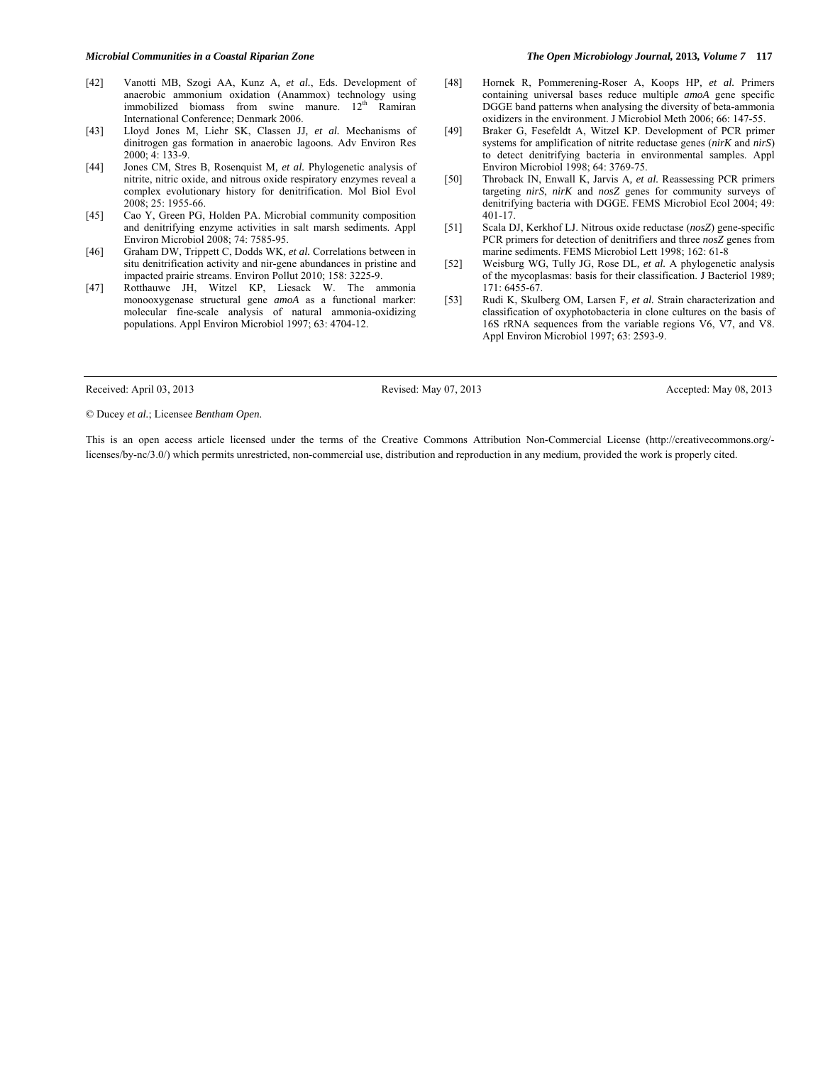[42] Vanotti MB, Szogi AA, Kunz A, *et al.*, Eds. Development of anaerobic ammonium oxidation (Anammox) technology using immobilized biomass from swine manure. 12th Ramiran International Conference; Denmark 2006.

[43] Lloyd Jones M, Liehr SK, Classen JJ, *et al.* Mechanisms of dinitrogen gas formation in anaerobic lagoons. Adv Environ Res 2000; 4: 133-9.

[44] Jones CM, Stres B, Rosenquist M, *et al.* Phylogenetic analysis of nitrite, nitric oxide, and nitrous oxide respiratory enzymes reveal a complex evolutionary history for denitrification. Mol Biol Evol 2008; 25: 1955-66.

[45] Cao Y, Green PG, Holden PA. Microbial community composition and denitrifying enzyme activities in salt marsh sediments. Appl Environ Microbiol 2008; 74: 7585-95.

[46] Graham DW, Trippett C, Dodds WK, *et al.* Correlations between in situ denitrification activity and nir-gene abundances in pristine and impacted prairie streams. Environ Pollut 2010; 158: 3225-9.

[47] Rotthauwe JH, Witzel KP, Liesack W. The ammonia monooxygenase structural gene *amoA* as a functional marker: molecular fine-scale analysis of natural ammonia-oxidizing populations. Appl Environ Microbiol 1997; 63: 4704-12.

[48] Hornek R, Pommerening-Roser A, Koops HP, *et al.* Primers containing universal bases reduce multiple *amoA* gene specific DGGE band patterns when analysing the diversity of beta-ammonia oxidizers in the environment. J Microbiol Meth 2006; 66: 147-55.

[49] Braker G, Fesefeldt A, Witzel KP. Development of PCR primer systems for amplification of nitrite reductase genes (*nirK* and *nirS*) to detect denitrifying bacteria in environmental samples. Appl Environ Microbiol 1998; 64: 3769-75.

[50] Throback IN, Enwall K, Jarvis A, *et al.* Reassessing PCR primers targeting *nirS*, *nirK* and *nosZ* genes for community surveys of denitrifying bacteria with DGGE. FEMS Microbiol Ecol 2004; 49: 401-17.

[51] Scala DJ, Kerkhof LJ. Nitrous oxide reductase (*nosZ*) gene-specific PCR primers for detection of denitrifiers and three *nosZ* genes from marine sediments. FEMS Microbiol Lett 1998; 162: 61-8

[52] Weisburg WG, Tully JG, Rose DL, *et al.* A phylogenetic analysis of the mycoplasmas: basis for their classification. J Bacteriol 1989; 171: 6455-67.

[53] Rudi K, Skulberg OM, Larsen F, *et al.* Strain characterization and classification of oxyphotobacteria in clone cultures on the basis of 16S rRNA sequences from the variable regions V6, V7, and V8. Appl Environ Microbiol 1997; 63: 2593-9.

Received: April 03, 2013 Revised: May 07, 2013 Accepted: May 08, 2013

© Ducey *et al.*; Licensee *Bentham Open*.

This is an open access article licensed under the terms of the Creative Commons Attribution Non-Commercial License (http://creativecommons.org/-licenses/by-nc/3.0/) which permits unrestricted, non-commercial use, distribution and reproduction in any medium, provided the work is properly cited.